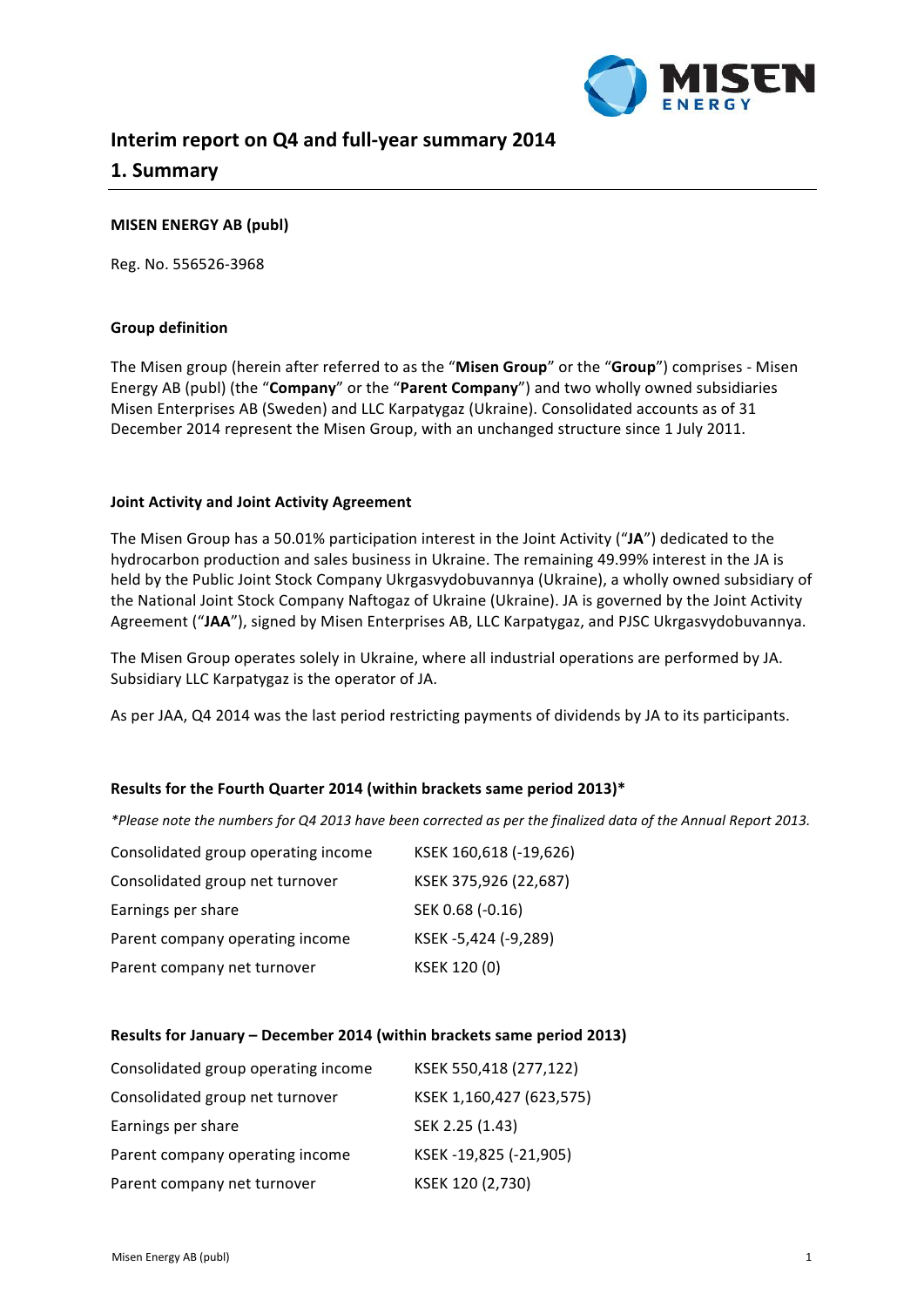# Interim report on Q4 and full-year summary 2014

## 1. Summary

**MISEN ENERGY AB (publ)**

Reg. No. 556526-3968

**Group definition**

The Misen group (herein after referred to as the "**Misen Group**" or the "**Group**") comprises - Misen Energy AB (publ) (the "**Company**" or the "**Parent Company**") and two wholly owned subsidiaries Misen Enterprises AB (Sweden) and LLC Karpatygaz (Ukraine). Consolidated accounts as of 31 December 2014 represent the Misen Group, with an unchanged structure since 1 July 2011.

**Joint Activity and Joint Activity Agreement**

The Misen Group has a 50.01% participation interest in the Joint Activity ("**JA**") dedicated to the hydrocarbon production and sales business in Ukraine. The remaining 49.99% interest in the JA is held by the Public Joint Stock Company Ukrgasvydobuvannya (Ukraine), a wholly owned subsidiary of the National Joint Stock Company Naftogaz of Ukraine (Ukraine). JA is governed by the Joint Activity Agreement ("**JAA**"), signed by Misen Enterprises AB, LLC Karpatygaz, and PJSC Ukrgasvydobuvannya.

The Misen Group operates solely in Ukraine, where all industrial operations are performed by JA. Subsidiary LLC Karpatygaz is the operator of JA.

As per JAA, Q4 2014 was the last period restricting payments of dividends by JA to its participants.

**Results for the Fourth Quarter 2014 (within brackets same period 2013)***

*\*Please note the numbers for Q4 2013 have been corrected as per the finalized data of the Annual Report 2013.*

| | |
|---|---|
| Consolidated group operating income | KSEK 160,618 (-19,626) |
| Consolidated group net turnover | KSEK 375,926 (22,687) |
| Earnings per share | SEK 0.68 (-0.16) |
| Parent company operating income | KSEK -5,424 (-9,289) |
| Parent company net turnover | KSEK 120 (0) |

**Results for January – December 2014 (within brackets same period 2013)**

| | |
|---|---|
| Consolidated group operating income | KSEK 550,418 (277,122) |
| Consolidated group net turnover | KSEK 1,160,427 (623,575) |
| Earnings per share | SEK 2.25 (1.43) |
| Parent company operating income | KSEK -19,825 (-21,905) |
| Parent company net turnover | KSEK 120 (2,730) |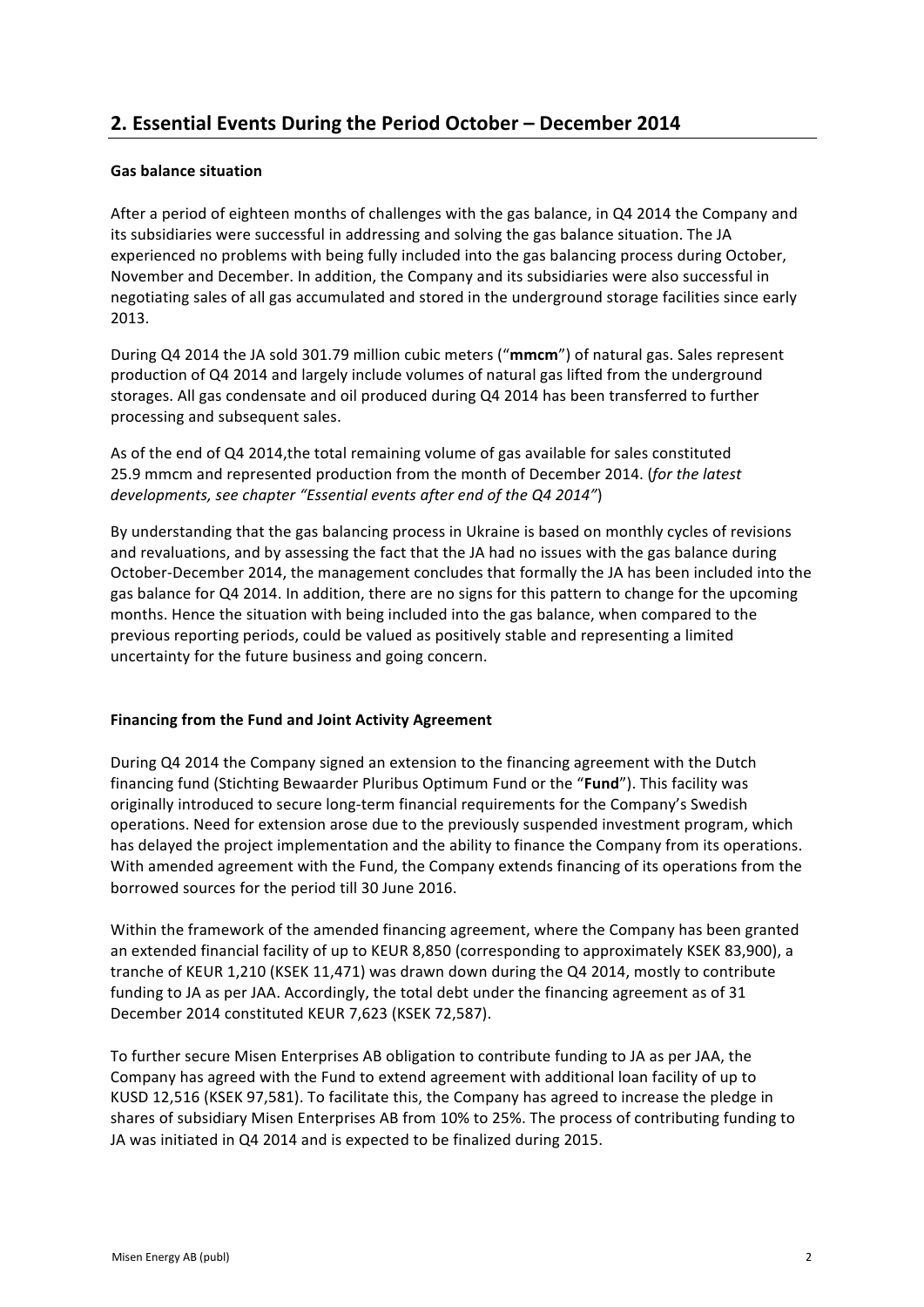## 2. Essential Events During the Period October – December 2014

**Gas balance situation**

After a period of eighteen months of challenges with the gas balance, in Q4 2014 the Company and its subsidiaries were successful in addressing and solving the gas balance situation. The JA experienced no problems with being fully included into the gas balancing process during October, November and December. In addition, the Company and its subsidiaries were also successful in negotiating sales of all gas accumulated and stored in the underground storage facilities since early 2013.

During Q4 2014 the JA sold 301.79 million cubic meters ("**mmcm**") of natural gas. Sales represent production of Q4 2014 and largely include volumes of natural gas lifted from the underground storages. All gas condensate and oil produced during Q4 2014 has been transferred to further processing and subsequent sales.

As of the end of Q4 2014,the total remaining volume of gas available for sales constituted 25.9 mmcm and represented production from the month of December 2014. (*for the latest developments, see chapter "Essential events after end of the Q4 2014"*)

By understanding that the gas balancing process in Ukraine is based on monthly cycles of revisions and revaluations, and by assessing the fact that the JA had no issues with the gas balance during October-December 2014, the management concludes that formally the JA has been included into the gas balance for Q4 2014. In addition, there are no signs for this pattern to change for the upcoming months. Hence the situation with being included into the gas balance, when compared to the previous reporting periods, could be valued as positively stable and representing a limited uncertainty for the future business and going concern.

**Financing from the Fund and Joint Activity Agreement**

During Q4 2014 the Company signed an extension to the financing agreement with the Dutch financing fund (Stichting Bewaarder Pluribus Optimum Fund or the "**Fund**"). This facility was originally introduced to secure long-term financial requirements for the Company's Swedish operations. Need for extension arose due to the previously suspended investment program, which has delayed the project implementation and the ability to finance the Company from its operations. With amended agreement with the Fund, the Company extends financing of its operations from the borrowed sources for the period till 30 June 2016.

Within the framework of the amended financing agreement, where the Company has been granted an extended financial facility of up to KEUR 8,850 (corresponding to approximately KSEK 83,900), a tranche of KEUR 1,210 (KSEK 11,471) was drawn down during the Q4 2014, mostly to contribute funding to JA as per JAA. Accordingly, the total debt under the financing agreement as of 31 December 2014 constituted KEUR 7,623 (KSEK 72,587).

To further secure Misen Enterprises AB obligation to contribute funding to JA as per JAA, the Company has agreed with the Fund to extend agreement with additional loan facility of up to KUSD 12,516 (KSEK 97,581). To facilitate this, the Company has agreed to increase the pledge in shares of subsidiary Misen Enterprises AB from 10% to 25%. The process of contributing funding to JA was initiated in Q4 2014 and is expected to be finalized during 2015.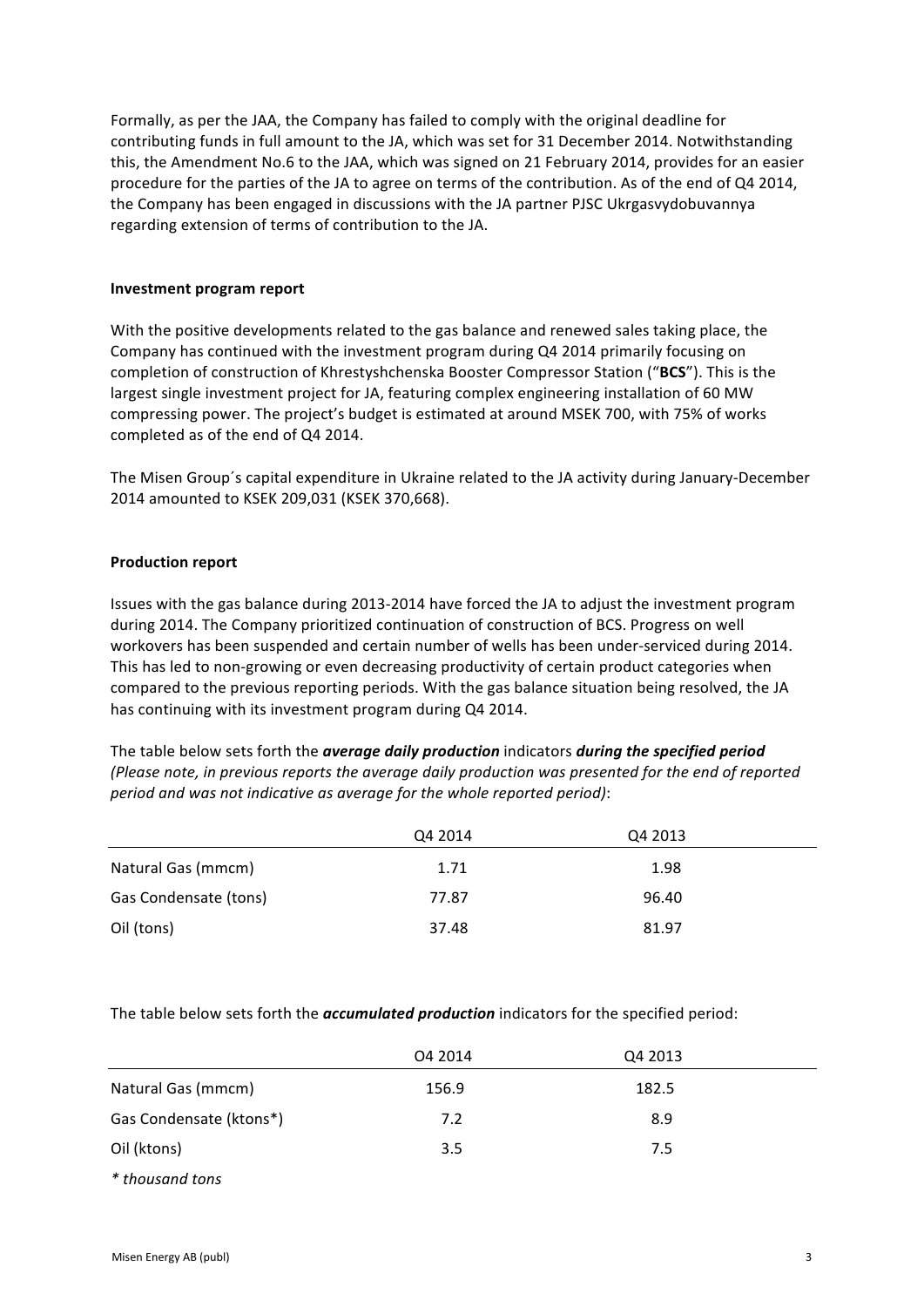Formally, as per the JAA, the Company has failed to comply with the original deadline for contributing funds in full amount to the JA, which was set for 31 December 2014. Notwithstanding this, the Amendment No.6 to the JAA, which was signed on 21 February 2014, provides for an easier procedure for the parties of the JA to agree on terms of the contribution. As of the end of Q4 2014, the Company has been engaged in discussions with the JA partner PJSC Ukrgasvydobuvannya regarding extension of terms of contribution to the JA.

**Investment program report**

With the positive developments related to the gas balance and renewed sales taking place, the Company has continued with the investment program during Q4 2014 primarily focusing on completion of construction of Khrestyshchenska Booster Compressor Station ("**BCS**"). This is the largest single investment project for JA, featuring complex engineering installation of 60 MW compressing power. The project's budget is estimated at around MSEK 700, with 75% of works completed as of the end of Q4 2014.

The Misen Group´s capital expenditure in Ukraine related to the JA activity during January-December 2014 amounted to KSEK 209,031 (KSEK 370,668).

**Production report**

Issues with the gas balance during 2013-2014 have forced the JA to adjust the investment program during 2014. The Company prioritized continuation of construction of BCS. Progress on well workovers has been suspended and certain number of wells has been under-serviced during 2014. This has led to non-growing or even decreasing productivity of certain product categories when compared to the previous reporting periods. With the gas balance situation being resolved, the JA has continuing with its investment program during Q4 2014.

The table below sets forth the ***average daily production*** indicators ***during the specified period*** *(Please note, in previous reports the average daily production was presented for the end of reported period and was not indicative as average for the whole reported period)*:

| | Q4 2014 | Q4 2013 |
|---|---|---|
| Natural Gas (mmcm) | 1.71 | 1.98 |
| Gas Condensate (tons) | 77.87 | 96.40 |
| Oil (tons) | 37.48 | 81.97 |

The table below sets forth the ***accumulated production*** indicators for the specified period:

| | O4 2014 | Q4 2013 |
|---|---|---|
| Natural Gas (mmcm) | 156.9 | 182.5 |
| Gas Condensate (ktons*) | 7.2 | 8.9 |
| Oil (ktons) | 3.5 | 7.5 |

*\* thousand tons*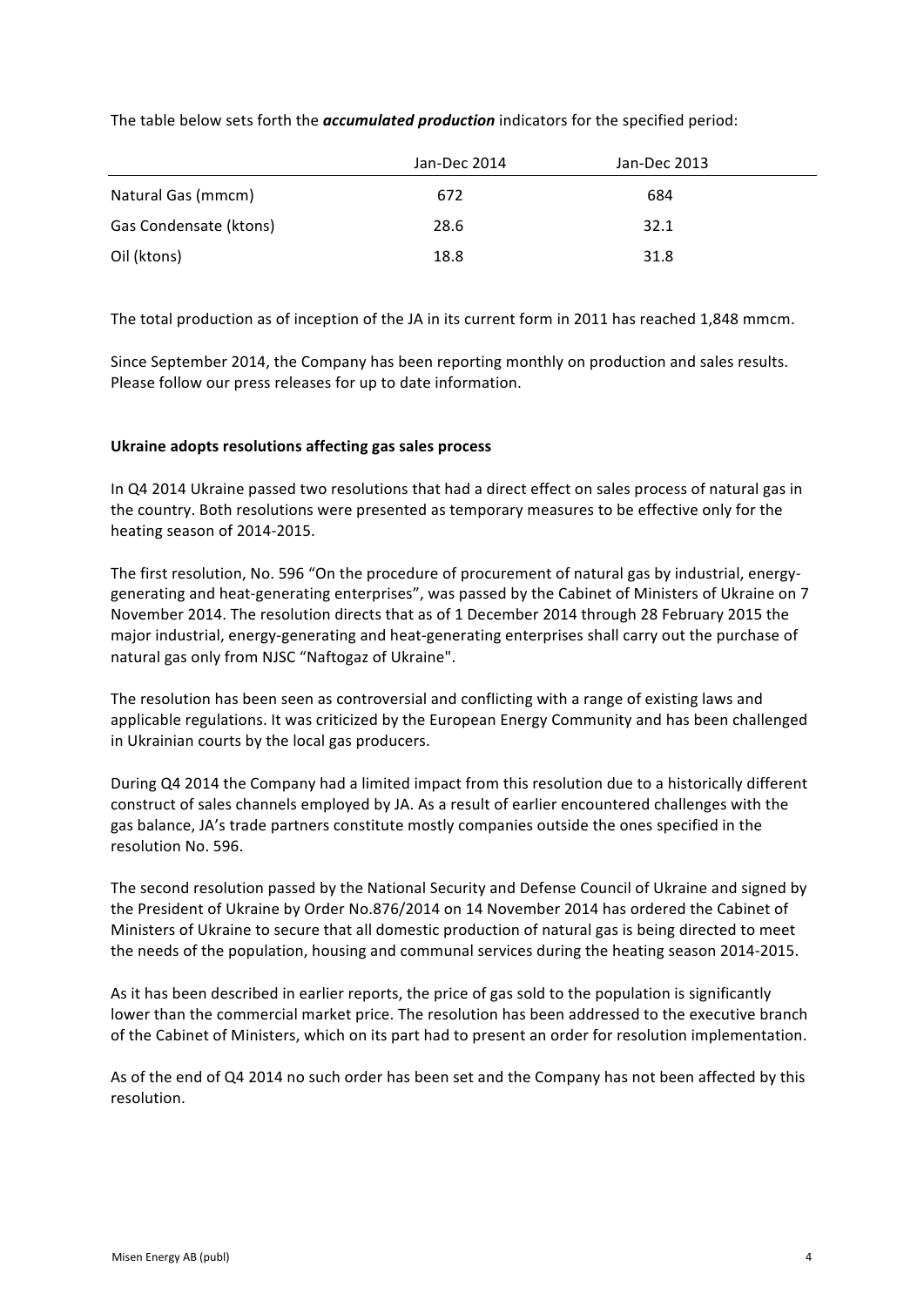The table below sets forth the ***accumulated production*** indicators for the specified period:

| | Jan-Dec 2014 | Jan-Dec 2013 |
|---|---|---|
| Natural Gas (mmcm) | 672 | 684 |
| Gas Condensate (ktons) | 28.6 | 32.1 |
| Oil (ktons) | 18.8 | 31.8 |

The total production as of inception of the JA in its current form in 2011 has reached 1,848 mmcm.

Since September 2014, the Company has been reporting monthly on production and sales results. Please follow our press releases for up to date information.

**Ukraine adopts resolutions affecting gas sales process**

In Q4 2014 Ukraine passed two resolutions that had a direct effect on sales process of natural gas in the country. Both resolutions were presented as temporary measures to be effective only for the heating season of 2014-2015.

The first resolution, No. 596 "On the procedure of procurement of natural gas by industrial, energy-generating and heat-generating enterprises", was passed by the Cabinet of Ministers of Ukraine on 7 November 2014. The resolution directs that as of 1 December 2014 through 28 February 2015 the major industrial, energy-generating and heat-generating enterprises shall carry out the purchase of natural gas only from NJSC "Naftogaz of Ukraine".

The resolution has been seen as controversial and conflicting with a range of existing laws and applicable regulations. It was criticized by the European Energy Community and has been challenged in Ukrainian courts by the local gas producers.

During Q4 2014 the Company had a limited impact from this resolution due to a historically different construct of sales channels employed by JA. As a result of earlier encountered challenges with the gas balance, JA's trade partners constitute mostly companies outside the ones specified in the resolution No. 596.

The second resolution passed by the National Security and Defense Council of Ukraine and signed by the President of Ukraine by Order No.876/2014 on 14 November 2014 has ordered the Cabinet of Ministers of Ukraine to secure that all domestic production of natural gas is being directed to meet the needs of the population, housing and communal services during the heating season 2014-2015.

As it has been described in earlier reports, the price of gas sold to the population is significantly lower than the commercial market price. The resolution has been addressed to the executive branch of the Cabinet of Ministers, which on its part had to present an order for resolution implementation.

As of the end of Q4 2014 no such order has been set and the Company has not been affected by this resolution.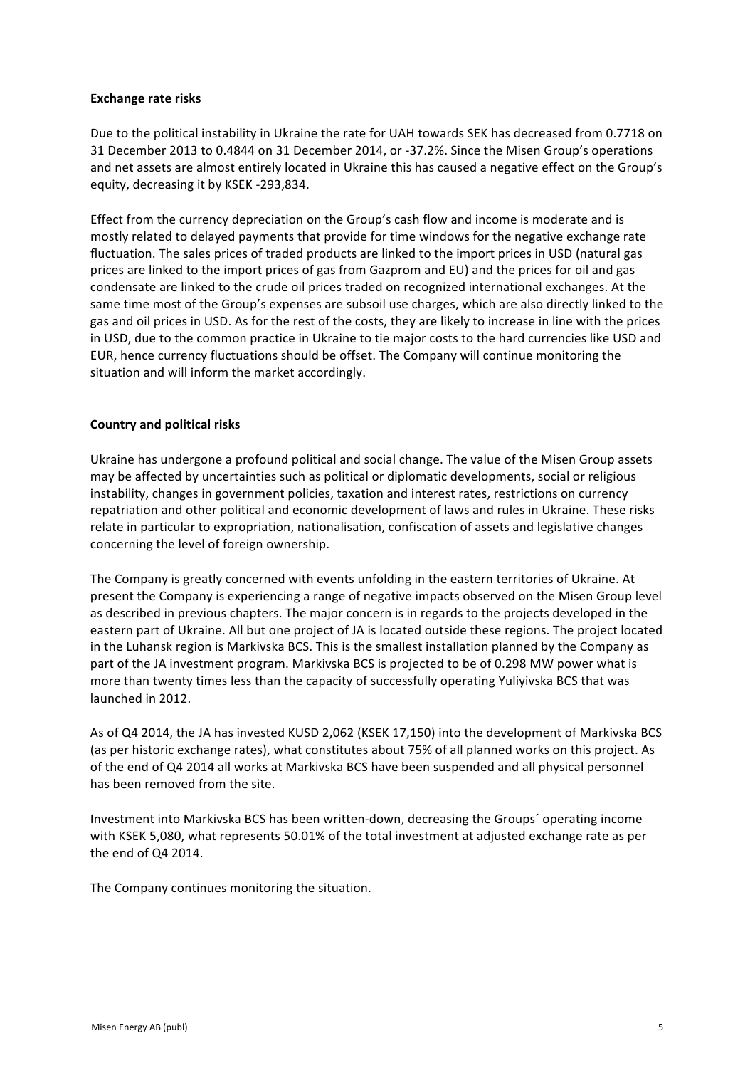**Exchange rate risks**

Due to the political instability in Ukraine the rate for UAH towards SEK has decreased from 0.7718 on 31 December 2013 to 0.4844 on 31 December 2014, or -37.2%. Since the Misen Group's operations and net assets are almost entirely located in Ukraine this has caused a negative effect on the Group's equity, decreasing it by KSEK -293,834.

Effect from the currency depreciation on the Group's cash flow and income is moderate and is mostly related to delayed payments that provide for time windows for the negative exchange rate fluctuation. The sales prices of traded products are linked to the import prices in USD (natural gas prices are linked to the import prices of gas from Gazprom and EU) and the prices for oil and gas condensate are linked to the crude oil prices traded on recognized international exchanges. At the same time most of the Group's expenses are subsoil use charges, which are also directly linked to the gas and oil prices in USD. As for the rest of the costs, they are likely to increase in line with the prices in USD, due to the common practice in Ukraine to tie major costs to the hard currencies like USD and EUR, hence currency fluctuations should be offset. The Company will continue monitoring the situation and will inform the market accordingly.

**Country and political risks**

Ukraine has undergone a profound political and social change. The value of the Misen Group assets may be affected by uncertainties such as political or diplomatic developments, social or religious instability, changes in government policies, taxation and interest rates, restrictions on currency repatriation and other political and economic development of laws and rules in Ukraine. These risks relate in particular to expropriation, nationalisation, confiscation of assets and legislative changes concerning the level of foreign ownership.

The Company is greatly concerned with events unfolding in the eastern territories of Ukraine. At present the Company is experiencing a range of negative impacts observed on the Misen Group level as described in previous chapters. The major concern is in regards to the projects developed in the eastern part of Ukraine. All but one project of JA is located outside these regions. The project located in the Luhansk region is Markivska BCS. This is the smallest installation planned by the Company as part of the JA investment program. Markivska BCS is projected to be of 0.298 MW power what is more than twenty times less than the capacity of successfully operating Yuliyivska BCS that was launched in 2012.

As of Q4 2014, the JA has invested KUSD 2,062 (KSEK 17,150) into the development of Markivska BCS (as per historic exchange rates), what constitutes about 75% of all planned works on this project. As of the end of Q4 2014 all works at Markivska BCS have been suspended and all physical personnel has been removed from the site.

Investment into Markivska BCS has been written-down, decreasing the Groups´ operating income with KSEK 5,080, what represents 50.01% of the total investment at adjusted exchange rate as per the end of Q4 2014.

The Company continues monitoring the situation.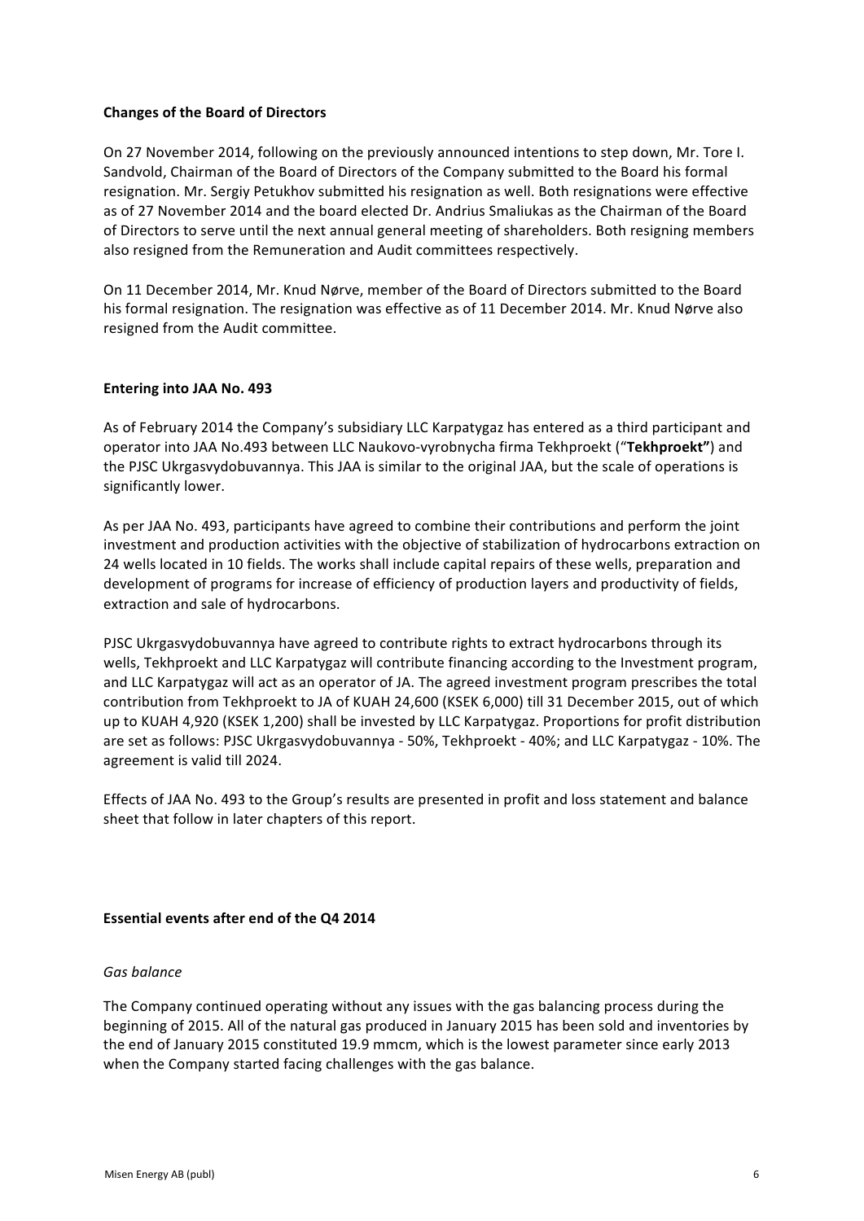### Changes of the Board of Directors

On 27 November 2014, following on the previously announced intentions to step down, Mr. Tore I. Sandvold, Chairman of the Board of Directors of the Company submitted to the Board his formal resignation. Mr. Sergiy Petukhov submitted his resignation as well. Both resignations were effective as of 27 November 2014 and the board elected Dr. Andrius Smaliukas as the Chairman of the Board of Directors to serve until the next annual general meeting of shareholders. Both resigning members also resigned from the Remuneration and Audit committees respectively.

On 11 December 2014, Mr. Knud Nørve, member of the Board of Directors submitted to the Board his formal resignation. The resignation was effective as of 11 December 2014. Mr. Knud Nørve also resigned from the Audit committee.

### Entering into JAA No. 493

As of February 2014 the Company's subsidiary LLC Karpatygaz has entered as a third participant and operator into JAA No.493 between LLC Naukovo-vyrobnycha firma Tekhproekt ("**Tekhproekt**") and the PJSC Ukrgasvydobuvannya. This JAA is similar to the original JAA, but the scale of operations is significantly lower.

As per JAA No. 493, participants have agreed to combine their contributions and perform the joint investment and production activities with the objective of stabilization of hydrocarbons extraction on 24 wells located in 10 fields. The works shall include capital repairs of these wells, preparation and development of programs for increase of efficiency of production layers and productivity of fields, extraction and sale of hydrocarbons.

PJSC Ukrgasvydobuvannya have agreed to contribute rights to extract hydrocarbons through its wells, Tekhproekt and LLC Karpatygaz will contribute financing according to the Investment program, and LLC Karpatygaz will act as an operator of JA. The agreed investment program prescribes the total contribution from Tekhproekt to JA of KUAH 24,600 (KSEK 6,000) till 31 December 2015, out of which up to KUAH 4,920 (KSEK 1,200) shall be invested by LLC Karpatygaz. Proportions for profit distribution are set as follows: PJSC Ukrgasvydobuvannya - 50%, Tekhproekt - 40%; and LLC Karpatygaz - 10%. The agreement is valid till 2024.

Effects of JAA No. 493 to the Group's results are presented in profit and loss statement and balance sheet that follow in later chapters of this report.

### Essential events after end of the Q4 2014

*Gas balance*

The Company continued operating without any issues with the gas balancing process during the beginning of 2015. All of the natural gas produced in January 2015 has been sold and inventories by the end of January 2015 constituted 19.9 mmcm, which is the lowest parameter since early 2013 when the Company started facing challenges with the gas balance.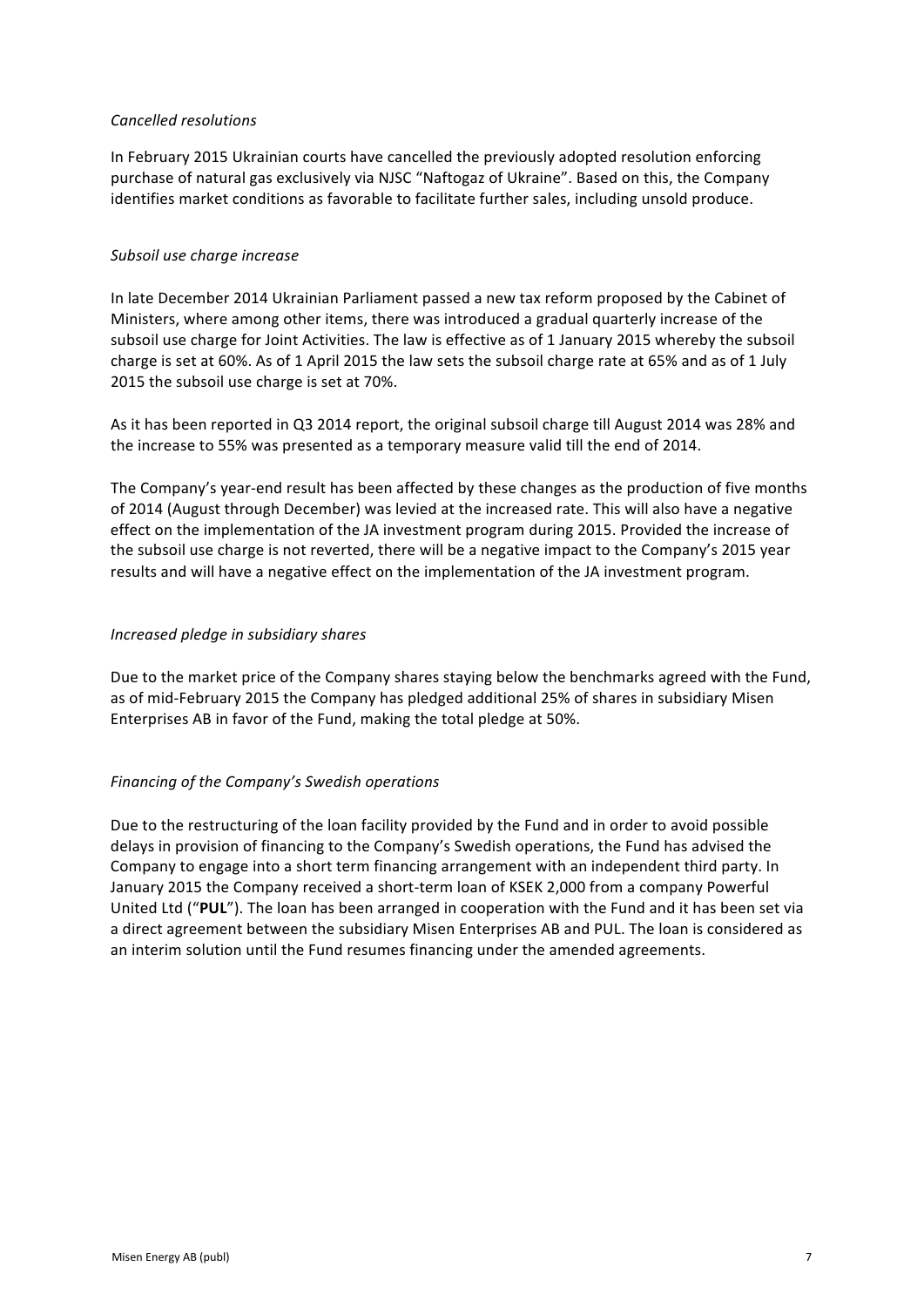*Cancelled resolutions*

In February 2015 Ukrainian courts have cancelled the previously adopted resolution enforcing purchase of natural gas exclusively via NJSC "Naftogaz of Ukraine". Based on this, the Company identifies market conditions as favorable to facilitate further sales, including unsold produce.

*Subsoil use charge increase*

In late December 2014 Ukrainian Parliament passed a new tax reform proposed by the Cabinet of Ministers, where among other items, there was introduced a gradual quarterly increase of the subsoil use charge for Joint Activities. The law is effective as of 1 January 2015 whereby the subsoil charge is set at 60%. As of 1 April 2015 the law sets the subsoil charge rate at 65% and as of 1 July 2015 the subsoil use charge is set at 70%.

As it has been reported in Q3 2014 report, the original subsoil charge till August 2014 was 28% and the increase to 55% was presented as a temporary measure valid till the end of 2014.

The Company's year-end result has been affected by these changes as the production of five months of 2014 (August through December) was levied at the increased rate. This will also have a negative effect on the implementation of the JA investment program during 2015. Provided the increase of the subsoil use charge is not reverted, there will be a negative impact to the Company's 2015 year results and will have a negative effect on the implementation of the JA investment program.

*Increased pledge in subsidiary shares*

Due to the market price of the Company shares staying below the benchmarks agreed with the Fund, as of mid-February 2015 the Company has pledged additional 25% of shares in subsidiary Misen Enterprises AB in favor of the Fund, making the total pledge at 50%.

*Financing of the Company's Swedish operations*

Due to the restructuring of the loan facility provided by the Fund and in order to avoid possible delays in provision of financing to the Company's Swedish operations, the Fund has advised the Company to engage into a short term financing arrangement with an independent third party. In January 2015 the Company received a short-term loan of KSEK 2,000 from a company Powerful United Ltd ("**PUL**"). The loan has been arranged in cooperation with the Fund and it has been set via a direct agreement between the subsidiary Misen Enterprises AB and PUL. The loan is considered as an interim solution until the Fund resumes financing under the amended agreements.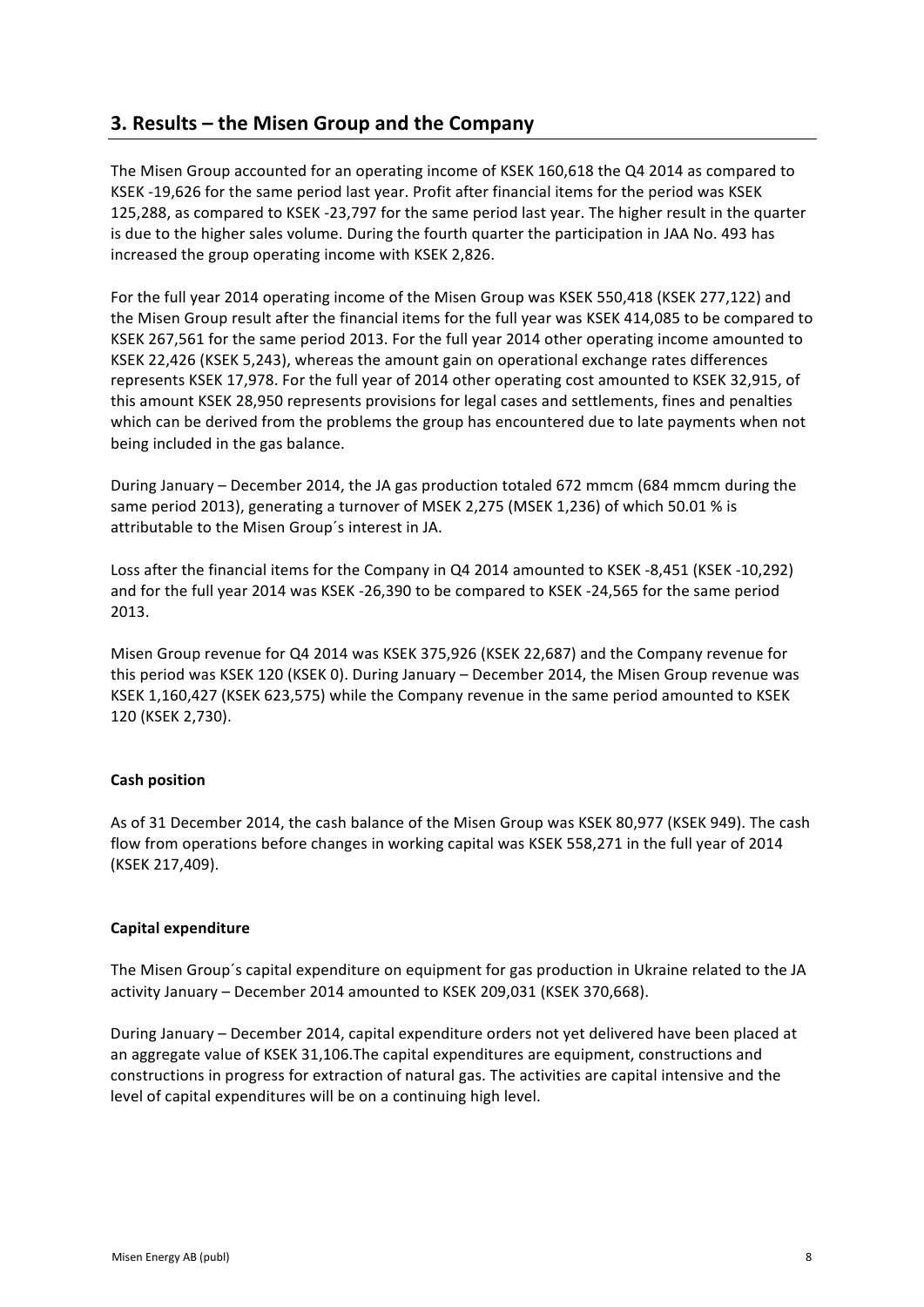## 3. Results – the Misen Group and the Company

The Misen Group accounted for an operating income of KSEK 160,618 the Q4 2014 as compared to KSEK -19,626 for the same period last year. Profit after financial items for the period was KSEK 125,288, as compared to KSEK -23,797 for the same period last year. The higher result in the quarter is due to the higher sales volume. During the fourth quarter the participation in JAA No. 493 has increased the group operating income with KSEK 2,826.

For the full year 2014 operating income of the Misen Group was KSEK 550,418 (KSEK 277,122) and the Misen Group result after the financial items for the full year was KSEK 414,085 to be compared to KSEK 267,561 for the same period 2013. For the full year 2014 other operating income amounted to KSEK 22,426 (KSEK 5,243), whereas the amount gain on operational exchange rates differences represents KSEK 17,978. For the full year of 2014 other operating cost amounted to KSEK 32,915, of this amount KSEK 28,950 represents provisions for legal cases and settlements, fines and penalties which can be derived from the problems the group has encountered due to late payments when not being included in the gas balance.

During January – December 2014, the JA gas production totaled 672 mmcm (684 mmcm during the same period 2013), generating a turnover of MSEK 2,275 (MSEK 1,236) of which 50.01 % is attributable to the Misen Group´s interest in JA.

Loss after the financial items for the Company in Q4 2014 amounted to KSEK -8,451 (KSEK -10,292) and for the full year 2014 was KSEK -26,390 to be compared to KSEK -24,565 for the same period 2013.

Misen Group revenue for Q4 2014 was KSEK 375,926 (KSEK 22,687) and the Company revenue for this period was KSEK 120 (KSEK 0). During January – December 2014, the Misen Group revenue was KSEK 1,160,427 (KSEK 623,575) while the Company revenue in the same period amounted to KSEK 120 (KSEK 2,730).

**Cash position**

As of 31 December 2014, the cash balance of the Misen Group was KSEK 80,977 (KSEK 949). The cash flow from operations before changes in working capital was KSEK 558,271 in the full year of 2014 (KSEK 217,409).

**Capital expenditure**

The Misen Group´s capital expenditure on equipment for gas production in Ukraine related to the JA activity January – December 2014 amounted to KSEK 209,031 (KSEK 370,668).

During January – December 2014, capital expenditure orders not yet delivered have been placed at an aggregate value of KSEK 31,106.The capital expenditures are equipment, constructions and constructions in progress for extraction of natural gas. The activities are capital intensive and the level of capital expenditures will be on a continuing high level.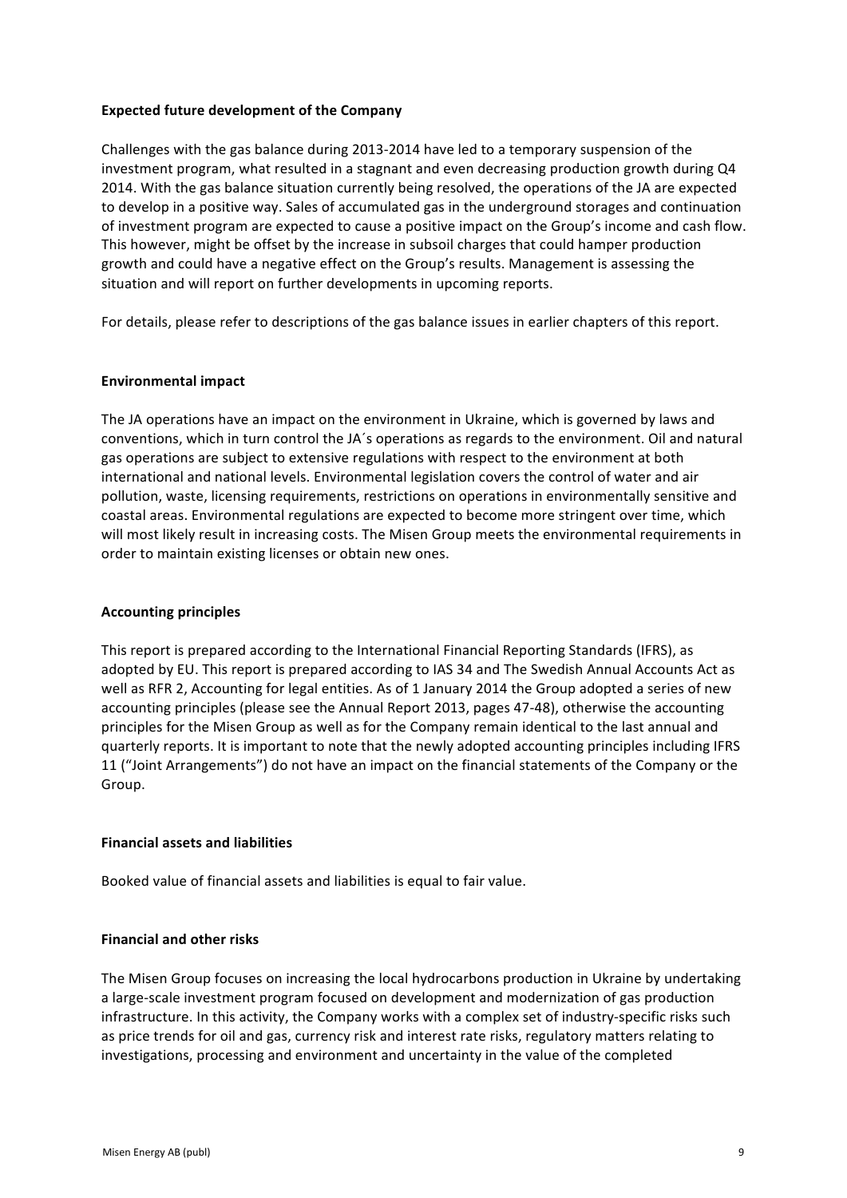**Expected future development of the Company**

Challenges with the gas balance during 2013-2014 have led to a temporary suspension of the investment program, what resulted in a stagnant and even decreasing production growth during Q4 2014. With the gas balance situation currently being resolved, the operations of the JA are expected to develop in a positive way. Sales of accumulated gas in the underground storages and continuation of investment program are expected to cause a positive impact on the Group's income and cash flow. This however, might be offset by the increase in subsoil charges that could hamper production growth and could have a negative effect on the Group's results. Management is assessing the situation and will report on further developments in upcoming reports.

For details, please refer to descriptions of the gas balance issues in earlier chapters of this report.

**Environmental impact**

The JA operations have an impact on the environment in Ukraine, which is governed by laws and conventions, which in turn control the JA´s operations as regards to the environment. Oil and natural gas operations are subject to extensive regulations with respect to the environment at both international and national levels. Environmental legislation covers the control of water and air pollution, waste, licensing requirements, restrictions on operations in environmentally sensitive and coastal areas. Environmental regulations are expected to become more stringent over time, which will most likely result in increasing costs. The Misen Group meets the environmental requirements in order to maintain existing licenses or obtain new ones.

**Accounting principles**

This report is prepared according to the International Financial Reporting Standards (IFRS), as adopted by EU. This report is prepared according to IAS 34 and The Swedish Annual Accounts Act as well as RFR 2, Accounting for legal entities. As of 1 January 2014 the Group adopted a series of new accounting principles (please see the Annual Report 2013, pages 47-48), otherwise the accounting principles for the Misen Group as well as for the Company remain identical to the last annual and quarterly reports. It is important to note that the newly adopted accounting principles including IFRS 11 ("Joint Arrangements") do not have an impact on the financial statements of the Company or the Group.

**Financial assets and liabilities**

Booked value of financial assets and liabilities is equal to fair value.

**Financial and other risks**

The Misen Group focuses on increasing the local hydrocarbons production in Ukraine by undertaking a large-scale investment program focused on development and modernization of gas production infrastructure. In this activity, the Company works with a complex set of industry-specific risks such as price trends for oil and gas, currency risk and interest rate risks, regulatory matters relating to investigations, processing and environment and uncertainty in the value of the completed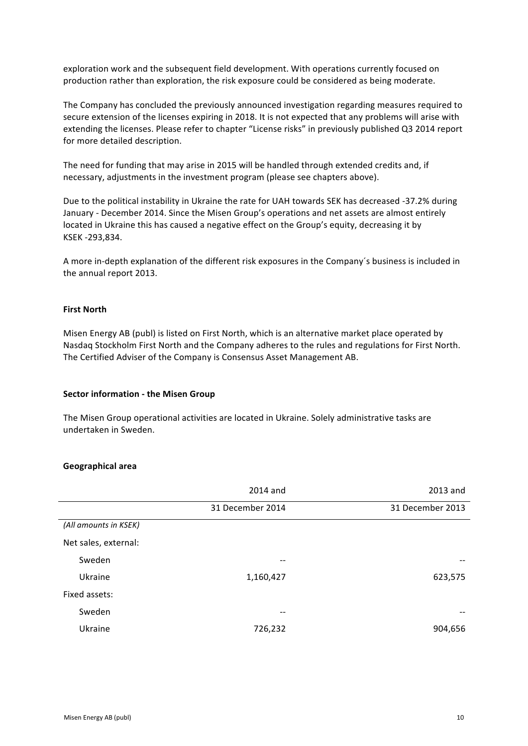exploration work and the subsequent field development. With operations currently focused on production rather than exploration, the risk exposure could be considered as being moderate.

The Company has concluded the previously announced investigation regarding measures required to secure extension of the licenses expiring in 2018. It is not expected that any problems will arise with extending the licenses. Please refer to chapter "License risks" in previously published Q3 2014 report for more detailed description.

The need for funding that may arise in 2015 will be handled through extended credits and, if necessary, adjustments in the investment program (please see chapters above).

Due to the political instability in Ukraine the rate for UAH towards SEK has decreased -37.2% during January - December 2014. Since the Misen Group's operations and net assets are almost entirely located in Ukraine this has caused a negative effect on the Group's equity, decreasing it by KSEK -293,834.

A more in-depth explanation of the different risk exposures in the Company´s business is included in the annual report 2013.

**First North**

Misen Energy AB (publ) is listed on First North, which is an alternative market place operated by Nasdaq Stockholm First North and the Company adheres to the rules and regulations for First North. The Certified Adviser of the Company is Consensus Asset Management AB.

**Sector information - the Misen Group**

The Misen Group operational activities are located in Ukraine. Solely administrative tasks are undertaken in Sweden.

**Geographical area**

| | 2014 and 31 December 2014 | 2013 and 31 December 2013 |
|---|---|---|
| *(All amounts in KSEK)* | | |
| Net sales, external: | | |
| Sweden | -- | -- |
| Ukraine | 1,160,427 | 623,575 |
| Fixed assets: | | |
| Sweden | -- | -- |
| Ukraine | 726,232 | 904,656 |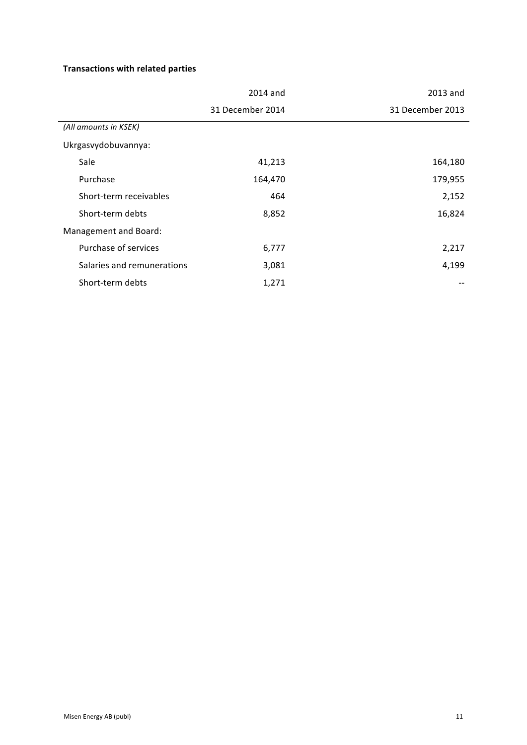**Transactions with related parties**

| | 2014 and 31 December 2014 | 2013 and 31 December 2013 |
|---|---|---|
| *(All amounts in KSEK)* | | |
| Ukrgasvydobuvannya: | | |
| Sale | 41,213 | 164,180 |
| Purchase | 164,470 | 179,955 |
| Short-term receivables | 464 | 2,152 |
| Short-term debts | 8,852 | 16,824 |
| Management and Board: | | |
| Purchase of services | 6,777 | 2,217 |
| Salaries and remunerations | 3,081 | 4,199 |
| Short-term debts | 1,271 | -- |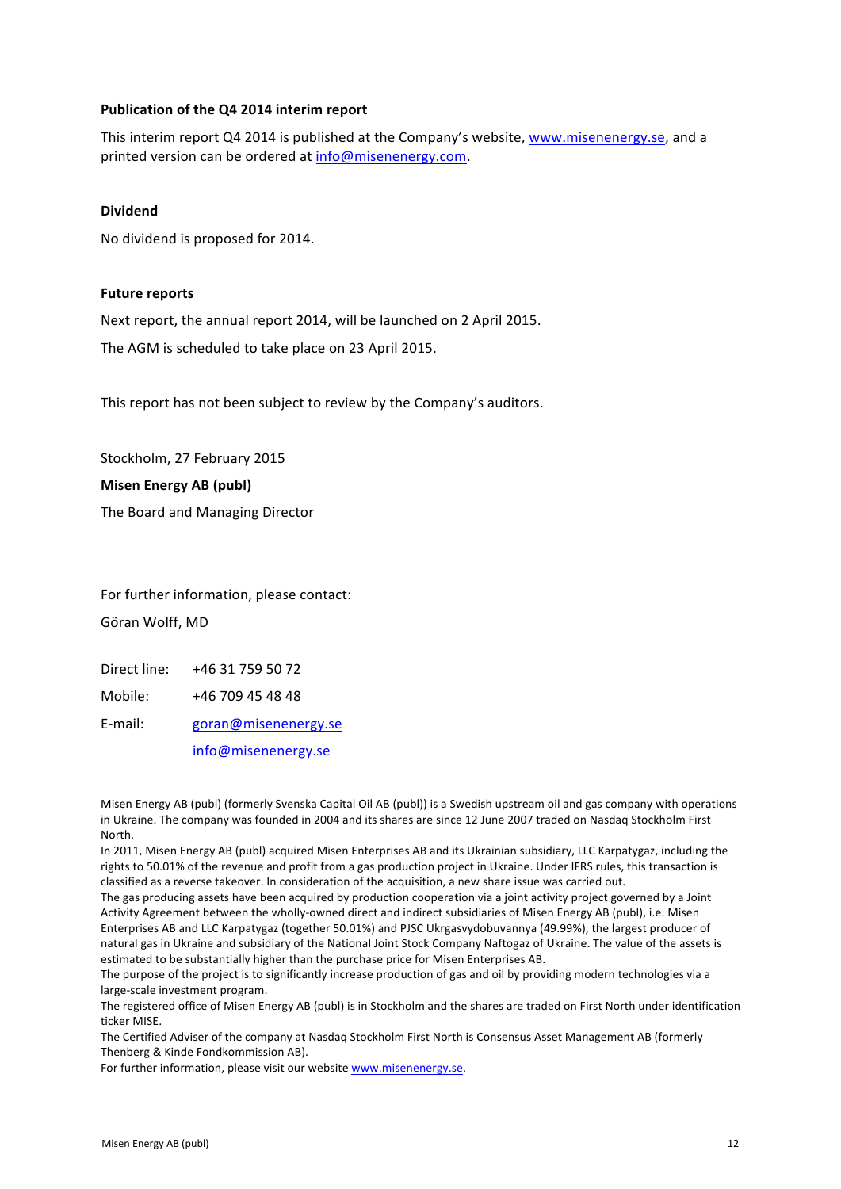**Publication of the Q4 2014 interim report**

This interim report Q4 2014 is published at the Company's website, www.misenenergy.se, and a printed version can be ordered at info@misenenergy.com.

**Dividend**

No dividend is proposed for 2014.

**Future reports**

Next report, the annual report 2014, will be launched on 2 April 2015.

The AGM is scheduled to take place on 23 April 2015.

This report has not been subject to review by the Company's auditors.

Stockholm, 27 February 2015

**Misen Energy AB (publ)**

The Board and Managing Director

For further information, please contact:

Göran Wolff, MD

Direct line: +46 31 759 50 72

Mobile: +46 709 45 48 48

E-mail: goran@misenenergy.se
info@misenenergy.se

Misen Energy AB (publ) (formerly Svenska Capital Oil AB (publ)) is a Swedish upstream oil and gas company with operations in Ukraine. The company was founded in 2004 and its shares are since 12 June 2007 traded on Nasdaq Stockholm First North.

In 2011, Misen Energy AB (publ) acquired Misen Enterprises AB and its Ukrainian subsidiary, LLC Karpatygaz, including the rights to 50.01% of the revenue and profit from a gas production project in Ukraine. Under IFRS rules, this transaction is classified as a reverse takeover. In consideration of the acquisition, a new share issue was carried out.

The gas producing assets have been acquired by production cooperation via a joint activity project governed by a Joint Activity Agreement between the wholly-owned direct and indirect subsidiaries of Misen Energy AB (publ), i.e. Misen Enterprises AB and LLC Karpatygaz (together 50.01%) and PJSC Ukrgasvydobuvannya (49.99%), the largest producer of natural gas in Ukraine and subsidiary of the National Joint Stock Company Naftogaz of Ukraine. The value of the assets is estimated to be substantially higher than the purchase price for Misen Enterprises AB.

The purpose of the project is to significantly increase production of gas and oil by providing modern technologies via a large-scale investment program.

The registered office of Misen Energy AB (publ) is in Stockholm and the shares are traded on First North under identification ticker MISE.

The Certified Adviser of the company at Nasdaq Stockholm First North is Consensus Asset Management AB (formerly Thenberg & Kinde Fondkommission AB).

For further information, please visit our website www.misenenergy.se.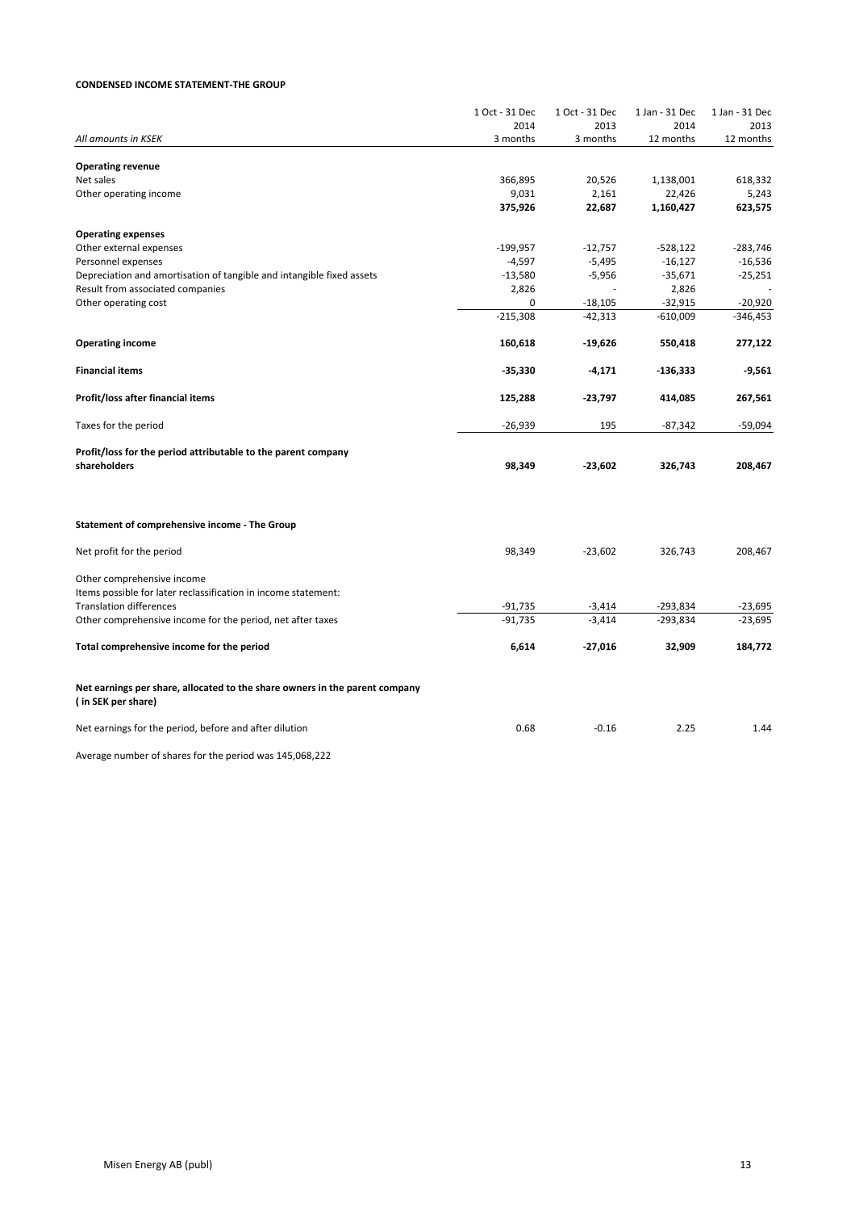**CONDENSED INCOME STATEMENT-THE GROUP**

| *All amounts in KSEK* | 1 Oct - 31 Dec 2014 3 months | 1 Oct - 31 Dec 2013 3 months | 1 Jan - 31 Dec 2014 12 months | 1 Jan - 31 Dec 2013 12 months |
|---|---|---|---|---|
| **Operating revenue** | | | | |
| Net sales | 366,895 | 20,526 | 1,138,001 | 618,332 |
| Other operating income | 9,031 | 2,161 | 22,426 | 5,243 |
| | **375,926** | **22,687** | **1,160,427** | **623,575** |
| **Operating expenses** | | | | |
| Other external expenses | -199,957 | -12,757 | -528,122 | -283,746 |
| Personnel expenses | -4,597 | -5,495 | -16,127 | -16,536 |
| Depreciation and amortisation of tangible and intangible fixed assets | -13,580 | -5,956 | -35,671 | -25,251 |
| Result from associated companies | 2,826 | - | 2,826 | - |
| Other operating cost | 0 | -18,105 | -32,915 | -20,920 |
| | -215,308 | -42,313 | -610,009 | -346,453 |
| **Operating income** | **160,618** | **-19,626** | **550,418** | **277,122** |
| **Financial items** | **-35,330** | **-4,171** | **-136,333** | **-9,561** |
| **Profit/loss after financial items** | **125,288** | **-23,797** | **414,085** | **267,561** |
| Taxes for the period | -26,939 | 195 | -87,342 | -59,094 |
| **Profit/loss for the period attributable to the parent company shareholders** | **98,349** | **-23,602** | **326,743** | **208,467** |

**Statement of comprehensive income - The Group**

| | 1 Oct - 31 Dec 2014 3 months | 1 Oct - 31 Dec 2013 3 months | 1 Jan - 31 Dec 2014 12 months | 1 Jan - 31 Dec 2013 12 months |
|---|---|---|---|---|
| Net profit for the period | 98,349 | -23,602 | 326,743 | 208,467 |
| Other comprehensive income | | | | |
| Items possible for later reclassification in income statement: | | | | |
| Translation differences | -91,735 | -3,414 | -293,834 | -23,695 |
| Other comprehensive income for the period, net after taxes | -91,735 | -3,414 | -293,834 | -23,695 |
| **Total comprehensive income for the period** | **6,614** | **-27,016** | **32,909** | **184,772** |

**Net earnings per share, allocated to the share owners in the parent company ( in SEK per share)**

| | 1 Oct - 31 Dec 2014 3 months | 1 Oct - 31 Dec 2013 3 months | 1 Jan - 31 Dec 2014 12 months | 1 Jan - 31 Dec 2013 12 months |
|---|---|---|---|---|
| Net earnings for the period, before and after dilution | 0.68 | -0.16 | 2.25 | 1.44 |

Average number of shares for the period was 145,068,222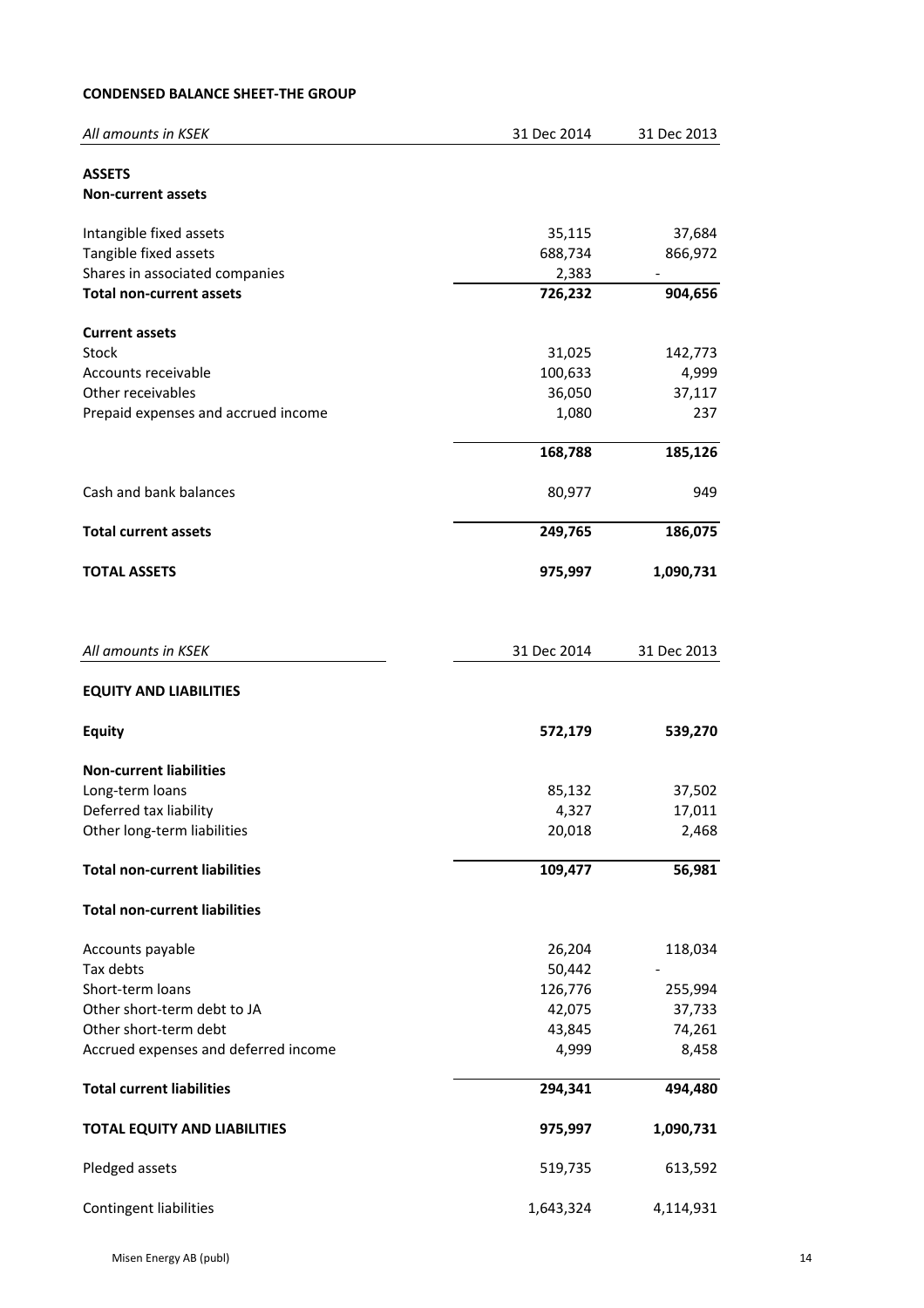**CONDENSED BALANCE SHEET-THE GROUP**

| *All amounts in KSEK* | 31 Dec 2014 | 31 Dec 2013 |
|---|---|---|
| **ASSETS** | | |
| **Non-current assets** | | |
| Intangible fixed assets | 35,115 | 37,684 |
| Tangible fixed assets | 688,734 | 866,972 |
| Shares in associated companies | 2,383 | - |
| **Total non-current assets** | **726,232** | **904,656** |
| **Current assets** | | |
| Stock | 31,025 | 142,773 |
| Accounts receivable | 100,633 | 4,999 |
| Other receivables | 36,050 | 37,117 |
| Prepaid expenses and accrued income | 1,080 | 237 |
| | **168,788** | **185,126** |
| Cash and bank balances | 80,977 | 949 |
| **Total current assets** | **249,765** | **186,075** |
| **TOTAL ASSETS** | **975,997** | **1,090,731** |

| *All amounts in KSEK* | 31 Dec 2014 | 31 Dec 2013 |
|---|---|---|
| **EQUITY AND LIABILITIES** | | |
| **Equity** | **572,179** | **539,270** |
| **Non-current liabilities** | | |
| Long-term loans | 85,132 | 37,502 |
| Deferred tax liability | 4,327 | 17,011 |
| Other long-term liabilities | 20,018 | 2,468 |
| **Total non-current liabilities** | **109,477** | **56,981** |
| **Total non-current liabilities** | | |
| Accounts payable | 26,204 | 118,034 |
| Tax debts | 50,442 | - |
| Short-term loans | 126,776 | 255,994 |
| Other short-term debt to JA | 42,075 | 37,733 |
| Other short-term debt | 43,845 | 74,261 |
| Accrued expenses and deferred income | 4,999 | 8,458 |
| **Total current liabilities** | **294,341** | **494,480** |
| **TOTAL EQUITY AND LIABILITIES** | **975,997** | **1,090,731** |
| Pledged assets | 519,735 | 613,592 |
| Contingent liabilities | 1,643,324 | 4,114,931 |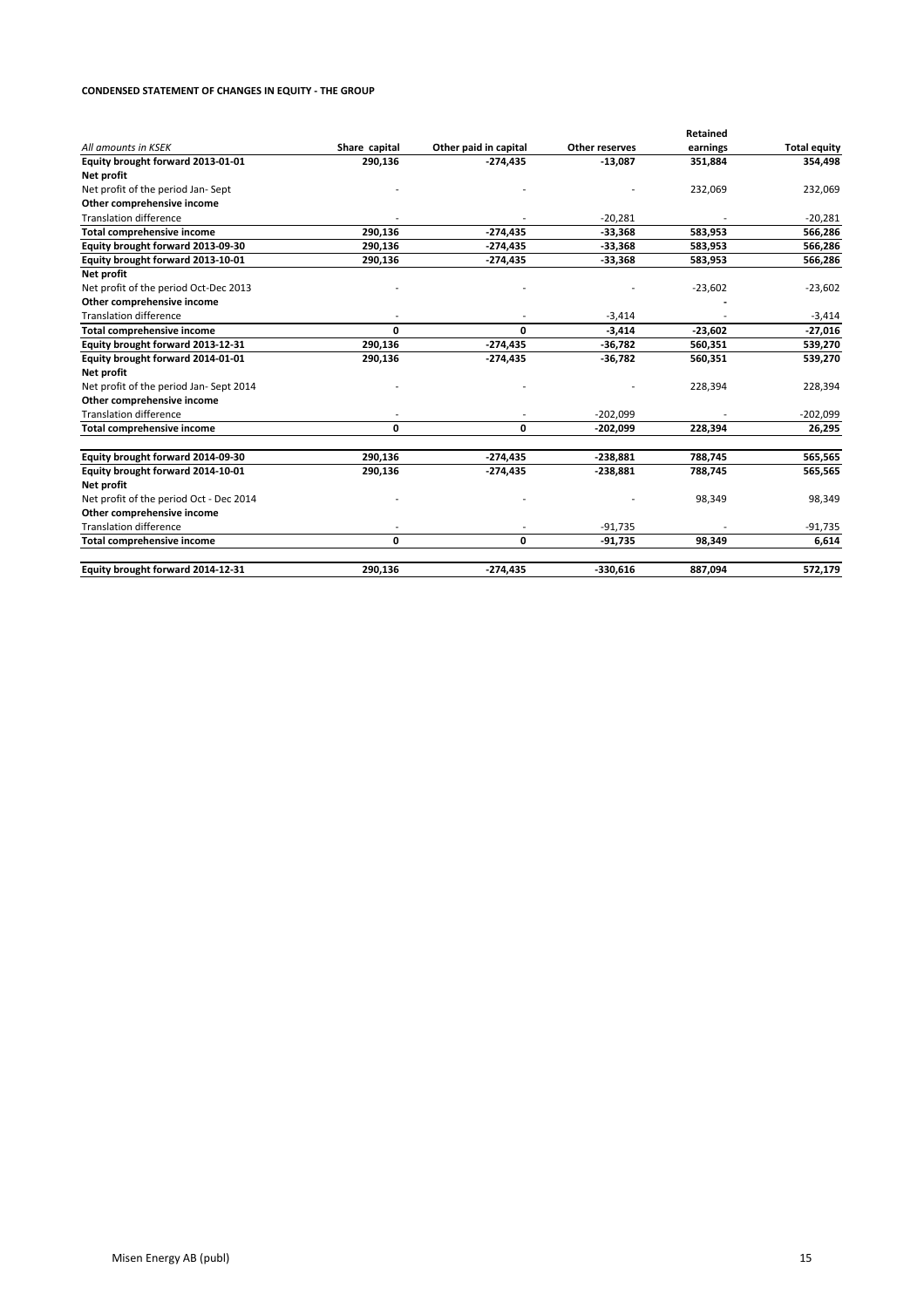**CONDENSED STATEMENT OF CHANGES IN EQUITY - THE GROUP**

| *All amounts in KSEK* | Share capital | Other paid in capital | Other reserves | Retained earnings | Total equity |
|---|---|---|---|---|---|
| **Equity brought forward 2013-01-01** | **290,136** | **-274,435** | **-13,087** | **351,884** | **354,498** |
| **Net profit** | | | | | |
| Net profit of the period Jan- Sept | - | - | - | 232,069 | 232,069 |
| **Other comprehensive income** | | | | | |
| Translation difference | - | - | -20,281 | - | -20,281 |
| **Total comprehensive income** | **290,136** | **-274,435** | **-33,368** | **583,953** | **566,286** |
| **Equity brought forward 2013-09-30** | **290,136** | **-274,435** | **-33,368** | **583,953** | **566,286** |
| **Equity brought forward 2013-10-01** | **290,136** | **-274,435** | **-33,368** | **583,953** | **566,286** |
| **Net profit** | | | | | |
| Net profit of the period Oct-Dec 2013 | - | - | - | -23,602 | -23,602 |
| **Other comprehensive income** | | | | **-** | |
| Translation difference | - | - | -3,414 | - | -3,414 |
| **Total comprehensive income** | **0** | **0** | **-3,414** | **-23,602** | **-27,016** |
| **Equity brought forward 2013-12-31** | **290,136** | **-274,435** | **-36,782** | **560,351** | **539,270** |
| **Equity brought forward 2014-01-01** | **290,136** | **-274,435** | **-36,782** | **560,351** | **539,270** |
| **Net profit** | | | | | |
| Net profit of the period Jan- Sept 2014 | - | - | - | 228,394 | 228,394 |
| **Other comprehensive income** | | | | | |
| Translation difference | - | - | -202,099 | - | -202,099 |
| **Total comprehensive income** | **0** | **0** | **-202,099** | **228,394** | **26,295** |
| **Equity brought forward 2014-09-30** | **290,136** | **-274,435** | **-238,881** | **788,745** | **565,565** |
| **Equity brought forward 2014-10-01** | **290,136** | **-274,435** | **-238,881** | **788,745** | **565,565** |
| **Net profit** | | | | | |
| Net profit of the period Oct - Dec 2014 | - | - | - | 98,349 | 98,349 |
| **Other comprehensive income** | | | | | |
| Translation difference | - | - | -91,735 | - | -91,735 |
| **Total comprehensive income** | **0** | **0** | **-91,735** | **98,349** | **6,614** |
| **Equity brought forward 2014-12-31** | **290,136** | **-274,435** | **-330,616** | **887,094** | **572,179** |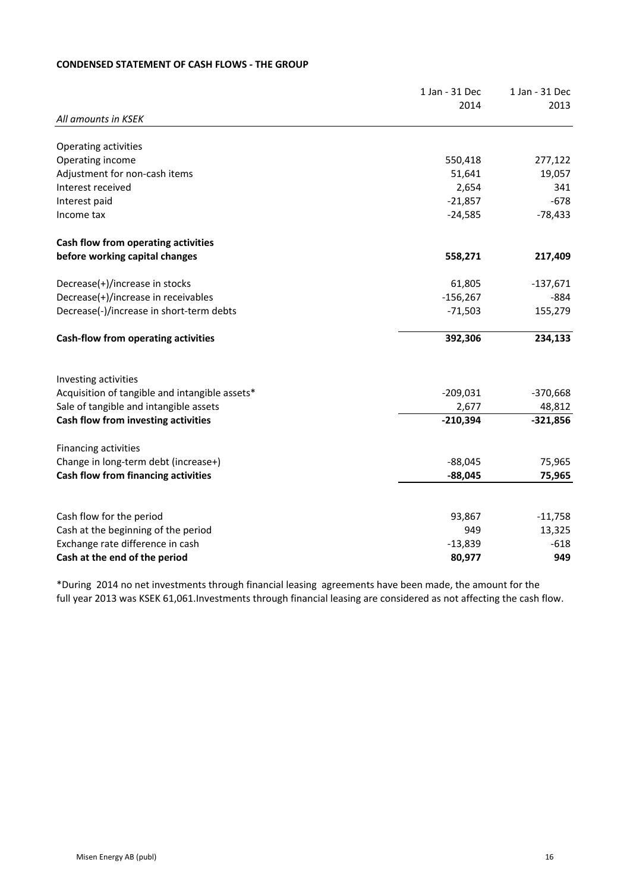**CONDENSED STATEMENT OF CASH FLOWS - THE GROUP**

| *All amounts in KSEK* | 1 Jan - 31 Dec 2014 | 1 Jan - 31 Dec 2013 |
|---|---|---|
| Operating activities | | |
| Operating income | 550,418 | 277,122 |
| Adjustment for non-cash items | 51,641 | 19,057 |
| Interest received | 2,654 | 341 |
| Interest paid | -21,857 | -678 |
| Income tax | -24,585 | -78,433 |
| **Cash flow from operating activities before working capital changes** | **558,271** | **217,409** |
| Decrease(+)/increase in stocks | 61,805 | -137,671 |
| Decrease(+)/increase in receivables | -156,267 | -884 |
| Decrease(-)/increase in short-term debts | -71,503 | 155,279 |
| **Cash-flow from operating activities** | **392,306** | **234,133** |
| Investing activities | | |
| Acquisition of tangible and intangible assets* | -209,031 | -370,668 |
| Sale of tangible and intangible assets | 2,677 | 48,812 |
| **Cash flow from investing activities** | **-210,394** | **-321,856** |
| Financing activities | | |
| Change in long-term debt (increase+) | -88,045 | 75,965 |
| **Cash flow from financing activities** | **-88,045** | **75,965** |
| Cash flow for the period | 93,867 | -11,758 |
| Cash at the beginning of the period | 949 | 13,325 |
| Exchange rate difference in cash | -13,839 | -618 |
| **Cash at the end of the period** | **80,977** | **949** |

*During 2014 no net investments through financial leasing agreements have been made, the amount for the full year 2013 was KSEK 61,061.Investments through financial leasing are considered as not affecting the cash flow.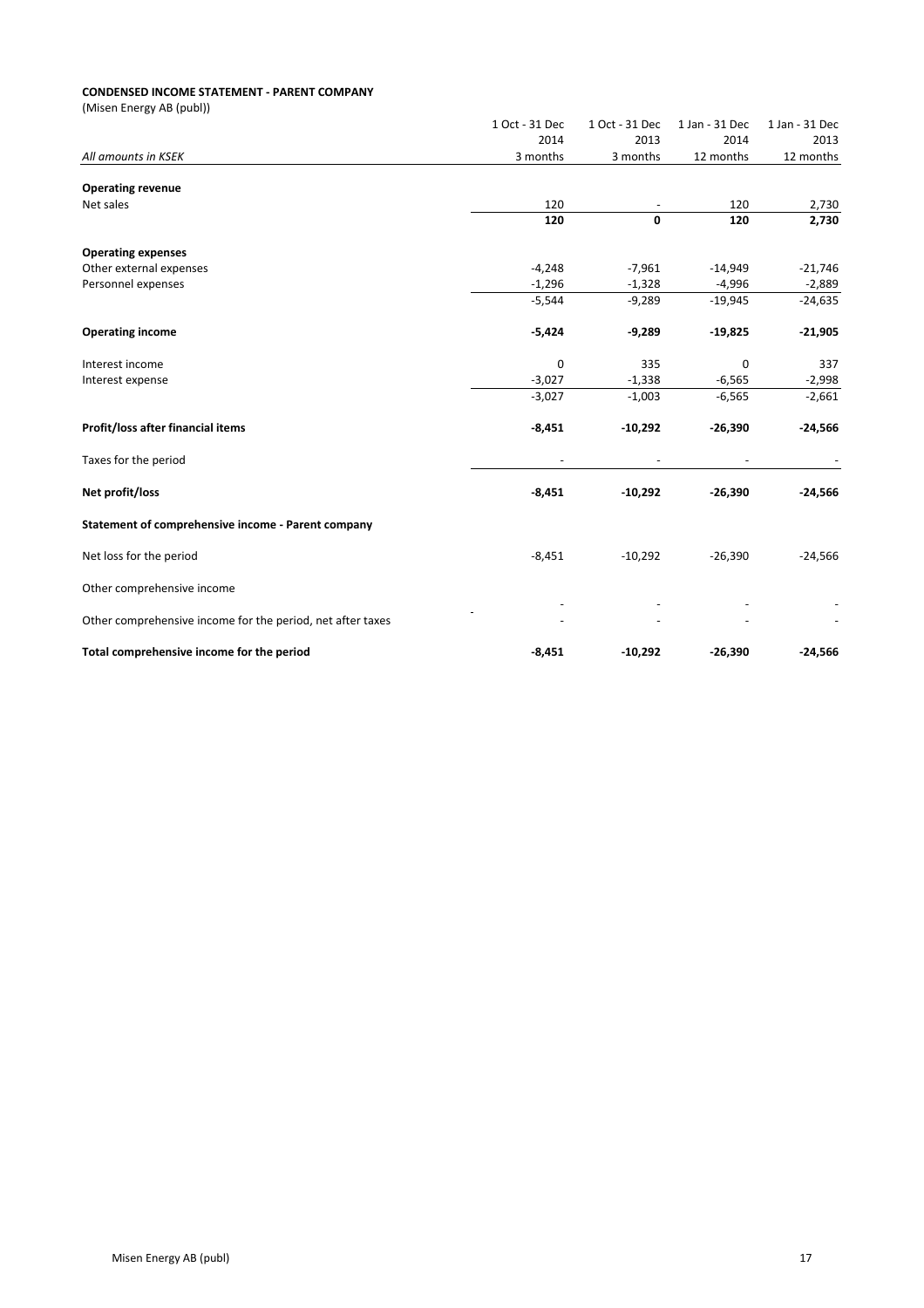**CONDENSED INCOME STATEMENT - PARENT COMPANY**

(Misen Energy AB (publ))

| *All amounts in KSEK* | 1 Oct - 31 Dec 2014 3 months | 1 Oct - 31 Dec 2013 3 months | 1 Jan - 31 Dec 2014 12 months | 1 Jan - 31 Dec 2013 12 months |
|---|---|---|---|---|
| **Operating revenue** | | | | |
| Net sales | 120 | - | 120 | 2,730 |
| | **120** | **0** | **120** | **2,730** |
| **Operating expenses** | | | | |
| Other external expenses | -4,248 | -7,961 | -14,949 | -21,746 |
| Personnel expenses | -1,296 | -1,328 | -4,996 | -2,889 |
| | -5,544 | -9,289 | -19,945 | -24,635 |
| **Operating income** | **-5,424** | **-9,289** | **-19,825** | **-21,905** |
| Interest income | 0 | 335 | 0 | 337 |
| Interest expense | -3,027 | -1,338 | -6,565 | -2,998 |
| | -3,027 | -1,003 | -6,565 | -2,661 |
| **Profit/loss after financial items** | **-8,451** | **-10,292** | **-26,390** | **-24,566** |
| Taxes for the period | - | - | - | - |
| **Net profit/loss** | **-8,451** | **-10,292** | **-26,390** | **-24,566** |
| **Statement of comprehensive income - Parent company** | | | | |
| Net loss for the period | -8,451 | -10,292 | -26,390 | -24,566 |
| Other comprehensive income | | | | |
| | - | - | - | - |
| Other comprehensive income for the period, net after taxes | - | - | - | - |
| **Total comprehensive income for the period** | **-8,451** | **-10,292** | **-26,390** | **-24,566** |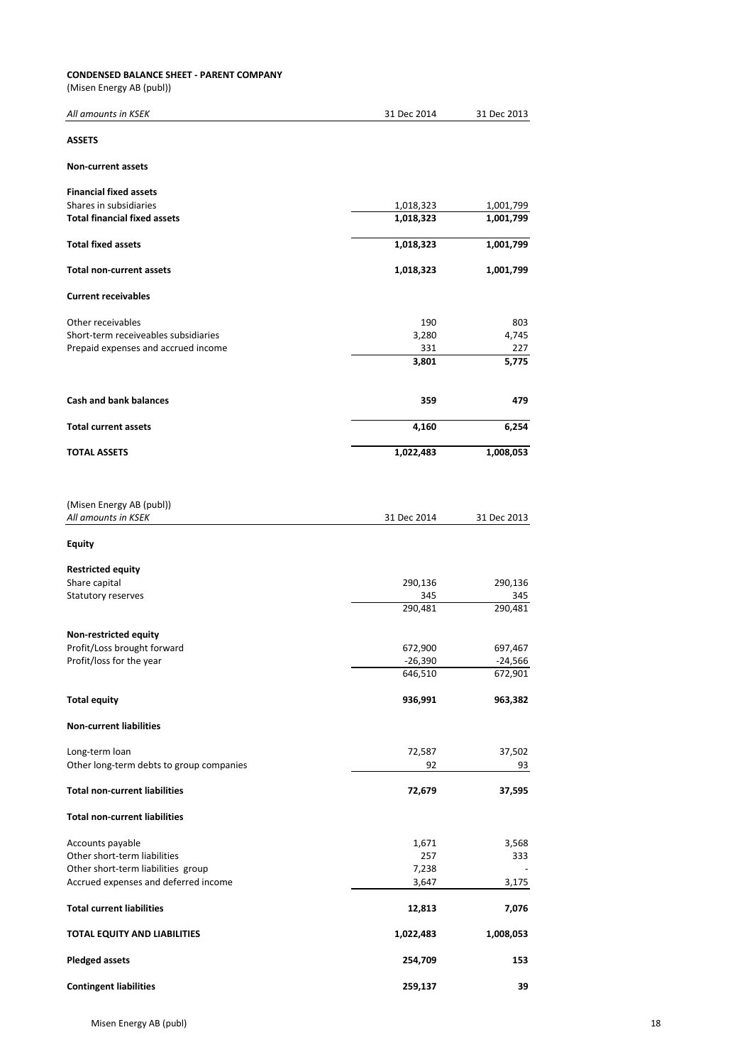**CONDENSED BALANCE SHEET - PARENT COMPANY**

(Misen Energy AB (publ))

| *All amounts in KSEK* | 31 Dec 2014 | 31 Dec 2013 |
|---|---|---|
| **ASSETS** | | |
| **Non-current assets** | | |
| **Financial fixed assets** | | |
| Shares in subsidiaries | 1,018,323 | 1,001,799 |
| **Total financial fixed assets** | **1,018,323** | **1,001,799** |
| **Total fixed assets** | **1,018,323** | **1,001,799** |
| **Total non-current assets** | **1,018,323** | **1,001,799** |
| **Current receivables** | | |
| Other receivables | 190 | 803 |
| Short-term receiveables subsidiaries | 3,280 | 4,745 |
| Prepaid expenses and accrued income | 331 | 227 |
| | **3,801** | **5,775** |
| **Cash and bank balances** | **359** | **479** |
| **Total current assets** | **4,160** | **6,254** |
| **TOTAL ASSETS** | **1,022,483** | **1,008,053** |

(Misen Energy AB (publ))

| *All amounts in KSEK* | 31 Dec 2014 | 31 Dec 2013 |
|---|---|---|
| **Equity** | | |
| **Restricted equity** | | |
| Share capital | 290,136 | 290,136 |
| Statutory reserves | 345 | 345 |
| | 290,481 | 290,481 |
| **Non-restricted equity** | | |
| Profit/Loss brought forward | 672,900 | 697,467 |
| Profit/loss for the year | -26,390 | -24,566 |
| | 646,510 | 672,901 |
| **Total equity** | **936,991** | **963,382** |
| **Non-current liabilities** | | |
| Long-term loan | 72,587 | 37,502 |
| Other long-term debts to group companies | 92 | 93 |
| **Total non-current liabilities** | **72,679** | **37,595** |
| **Total non-current liabilities** | | |
| Accounts payable | 1,671 | 3,568 |
| Other short-term liabilities | 257 | 333 |
| Other short-term liabilities group | 7,238 | - |
| Accrued expenses and deferred income | 3,647 | 3,175 |
| **Total current liabilities** | **12,813** | **7,076** |
| **TOTAL EQUITY AND LIABILITIES** | **1,022,483** | **1,008,053** |
| **Pledged assets** | **254,709** | **153** |
| **Contingent liabilities** | **259,137** | **39** |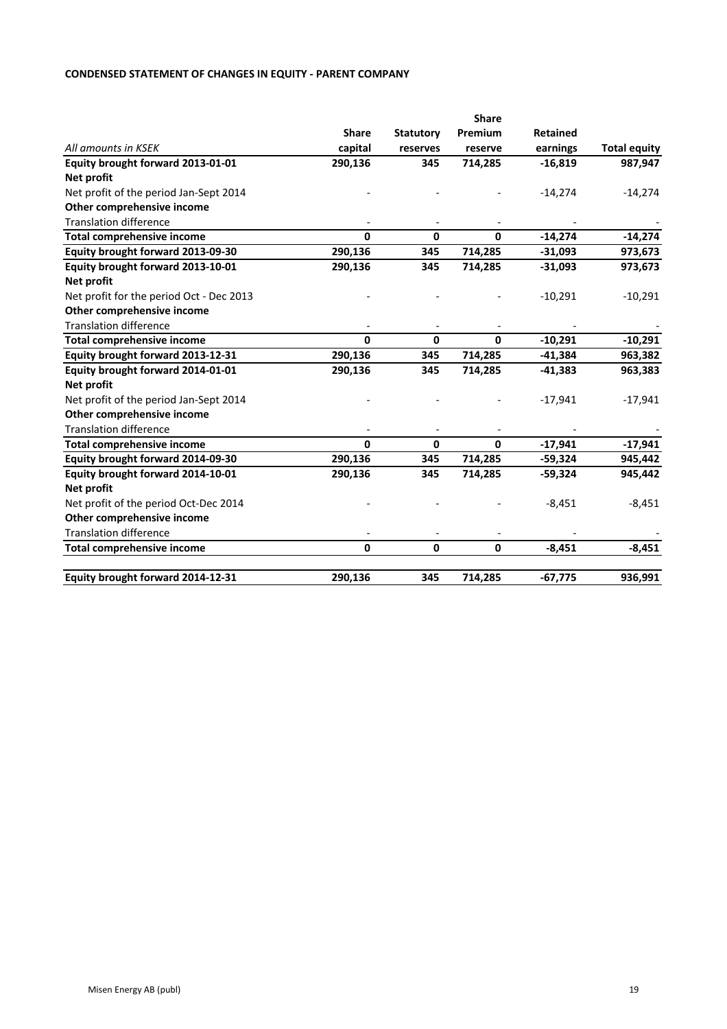**CONDENSED STATEMENT OF CHANGES IN EQUITY - PARENT COMPANY**

| *All amounts in KSEK* | **Share capital** | **Statutory reserves** | **Share Premium reserve** | **Retained earnings** | **Total equity** |
|---|---|---|---|---|---|
| **Equity brought forward 2013-01-01** | **290,136** | **345** | **714,285** | **-16,819** | **987,947** |
| **Net profit** | | | | | |
| Net profit of the period Jan-Sept 2014 | - | - | - | -14,274 | -14,274 |
| **Other comprehensive income** | | | | | |
| Translation difference | - | - | - | - | - |
| **Total comprehensive income** | **0** | **0** | **0** | **-14,274** | **-14,274** |
| **Equity brought forward 2013-09-30** | **290,136** | **345** | **714,285** | **-31,093** | **973,673** |
| **Equity brought forward 2013-10-01** | **290,136** | **345** | **714,285** | **-31,093** | **973,673** |
| **Net profit** | | | | | |
| Net profit for the period Oct - Dec 2013 | - | - | - | -10,291 | -10,291 |
| **Other comprehensive income** | | | | | |
| Translation difference | - | - | - | - | - |
| **Total comprehensive income** | **0** | **0** | **0** | **-10,291** | **-10,291** |
| **Equity brought forward 2013-12-31** | **290,136** | **345** | **714,285** | **-41,384** | **963,382** |
| **Equity brought forward 2014-01-01** | **290,136** | **345** | **714,285** | **-41,383** | **963,383** |
| **Net profit** | | | | | |
| Net profit of the period Jan-Sept 2014 | - | - | - | -17,941 | -17,941 |
| **Other comprehensive income** | | | | | |
| Translation difference | - | - | - | - | - |
| **Total comprehensive income** | **0** | **0** | **0** | **-17,941** | **-17,941** |
| **Equity brought forward 2014-09-30** | **290,136** | **345** | **714,285** | **-59,324** | **945,442** |
| **Equity brought forward 2014-10-01** | **290,136** | **345** | **714,285** | **-59,324** | **945,442** |
| **Net profit** | | | | | |
| Net profit of the period Oct-Dec 2014 | - | - | - | -8,451 | -8,451 |
| **Other comprehensive income** | | | | | |
| Translation difference | - | - | - | - | - |
| **Total comprehensive income** | **0** | **0** | **0** | **-8,451** | **-8,451** |
| **Equity brought forward 2014-12-31** | **290,136** | **345** | **714,285** | **-67,775** | **936,991** |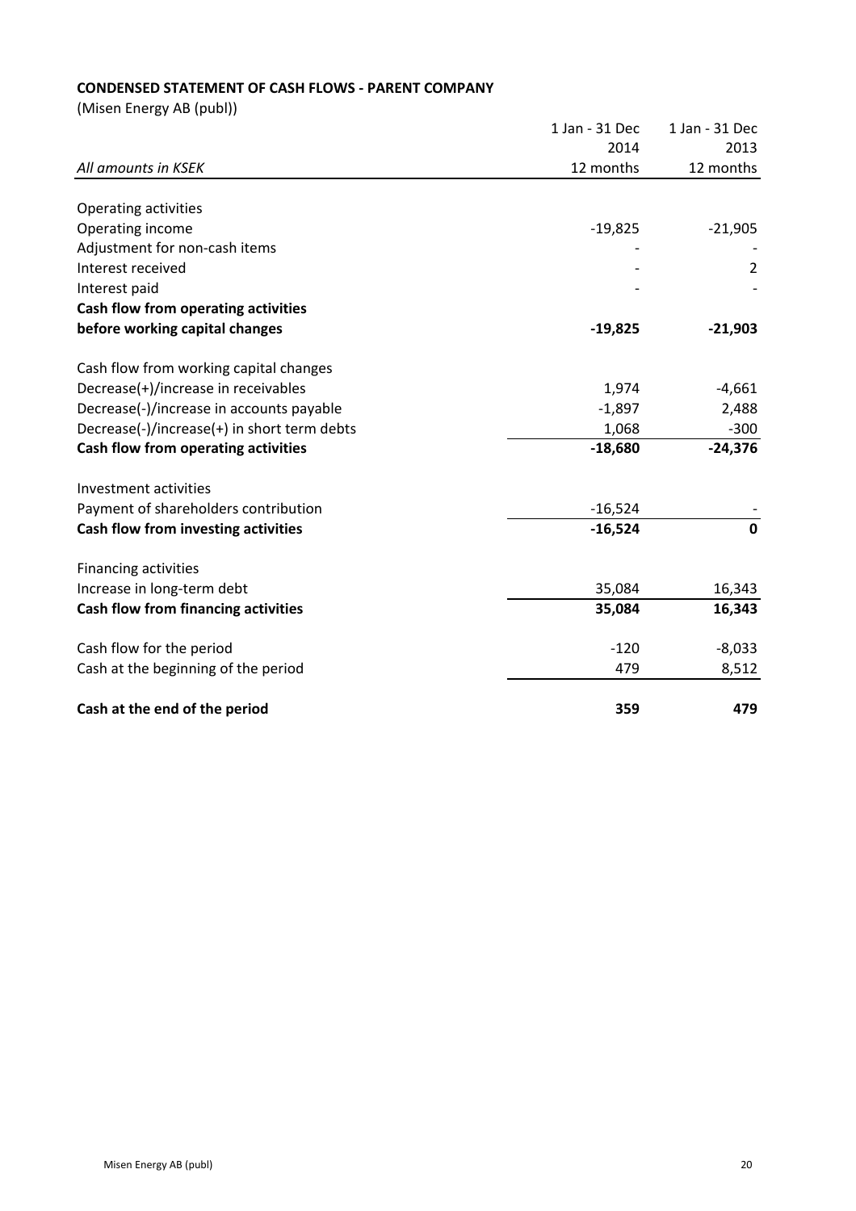**CONDENSED STATEMENT OF CASH FLOWS - PARENT COMPANY**

(Misen Energy AB (publ))

| *All amounts in KSEK* | 1 Jan - 31 Dec 2014 12 months | 1 Jan - 31 Dec 2013 12 months |
|---|---|---|
| Operating activities | | |
| Operating income | -19,825 | -21,905 |
| Adjustment for non-cash items | - | - |
| Interest received | - | 2 |
| Interest paid | - | - |
| **Cash flow from operating activities before working capital changes** | **-19,825** | **-21,903** |
| Cash flow from working capital changes | | |
| Decrease(+)/increase in receivables | 1,974 | -4,661 |
| Decrease(-)/increase in accounts payable | -1,897 | 2,488 |
| Decrease(-)/increase(+) in short term debts | 1,068 | -300 |
| **Cash flow from operating activities** | **-18,680** | **-24,376** |
| Investment activities | | |
| Payment of shareholders contribution | -16,524 | - |
| **Cash flow from investing activities** | **-16,524** | **0** |
| Financing activities | | |
| Increase in long-term debt | 35,084 | 16,343 |
| **Cash flow from financing activities** | **35,084** | **16,343** |
| Cash flow for the period | -120 | -8,033 |
| Cash at the beginning of the period | 479 | 8,512 |
| **Cash at the end of the period** | **359** | **479** |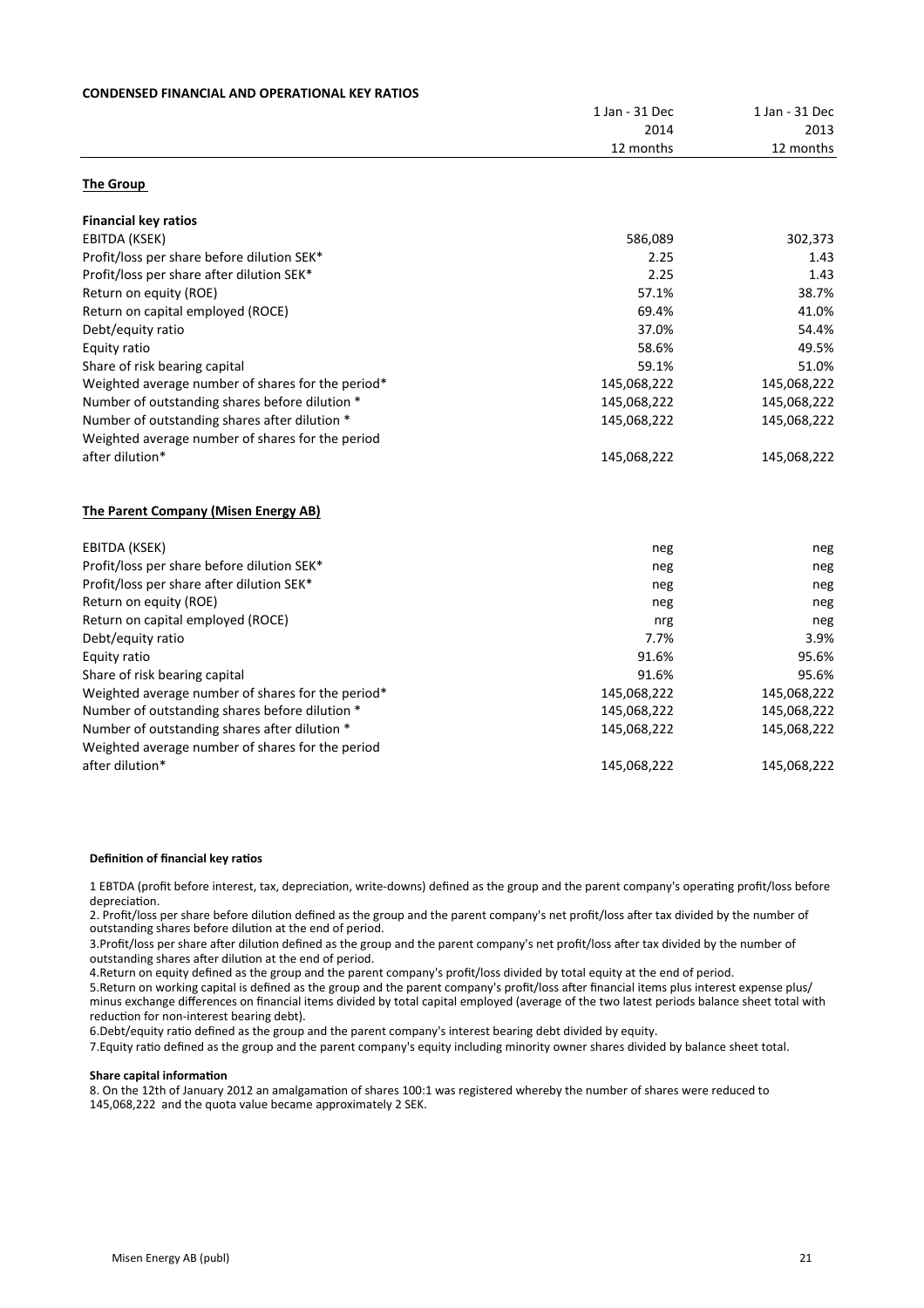**CONDENSED FINANCIAL AND OPERATIONAL KEY RATIOS**

| | 1 Jan - 31 Dec 2014 12 months | 1 Jan - 31 Dec 2013 12 months |
|---|---|---|
| **The Group** | | |
| **Financial key ratios** | | |
| EBITDA (KSEK) | 586,089 | 302,373 |
| Profit/loss per share before dilution SEK* | 2.25 | 1.43 |
| Profit/loss per share after dilution SEK* | 2.25 | 1.43 |
| Return on equity (ROE) | 57.1% | 38.7% |
| Return on capital employed (ROCE) | 69.4% | 41.0% |
| Debt/equity ratio | 37.0% | 54.4% |
| Equity ratio | 58.6% | 49.5% |
| Share of risk bearing capital | 59.1% | 51.0% |
| Weighted average number of shares for the period* | 145,068,222 | 145,068,222 |
| Number of outstanding shares before dilution * | 145,068,222 | 145,068,222 |
| Number of outstanding shares after dilution * | 145,068,222 | 145,068,222 |
| Weighted average number of shares for the period after dilution* | 145,068,222 | 145,068,222 |
| **The Parent Company (Misen Energy AB)** | | |
| EBITDA (KSEK) | neg | neg |
| Profit/loss per share before dilution SEK* | neg | neg |
| Profit/loss per share after dilution SEK* | neg | neg |
| Return on equity (ROE) | neg | neg |
| Return on capital employed (ROCE) | nrg | neg |
| Debt/equity ratio | 7.7% | 3.9% |
| Equity ratio | 91.6% | 95.6% |
| Share of risk bearing capital | 91.6% | 95.6% |
| Weighted average number of shares for the period* | 145,068,222 | 145,068,222 |
| Number of outstanding shares before dilution * | 145,068,222 | 145,068,222 |
| Number of outstanding shares after dilution * | 145,068,222 | 145,068,222 |
| Weighted average number of shares for the period after dilution* | 145,068,222 | 145,068,222 |

**Definition of financial key ratios**

1 EBTDA (profit before interest, tax, depreciation, write-downs) defined as the group and the parent company's operating profit/loss before depreciation.

2. Profit/loss per share before dilution defined as the group and the parent company's net profit/loss after tax divided by the number of outstanding shares before dilution at the end of period.

3.Profit/loss per share after dilution defined as the group and the parent company's net profit/loss after tax divided by the number of outstanding shares after dilution at the end of period.

4.Return on equity defined as the group and the parent company's profit/loss divided by total equity at the end of period.

5.Return on working capital is defined as the group and the parent company's profit/loss after financial items plus interest expense plus/ minus exchange differences on financial items divided by total capital employed (average of the two latest periods balance sheet total with reduction for non-interest bearing debt).

6.Debt/equity ratio defined as the group and the parent company's interest bearing debt divided by equity.

7.Equity ratio defined as the group and the parent company's equity including minority owner shares divided by balance sheet total.

**Share capital information**

8. On the 12th of January 2012 an amalgamation of shares 100:1 was registered whereby the number of shares were reduced to 145,068,222 and the quota value became approximately 2 SEK.